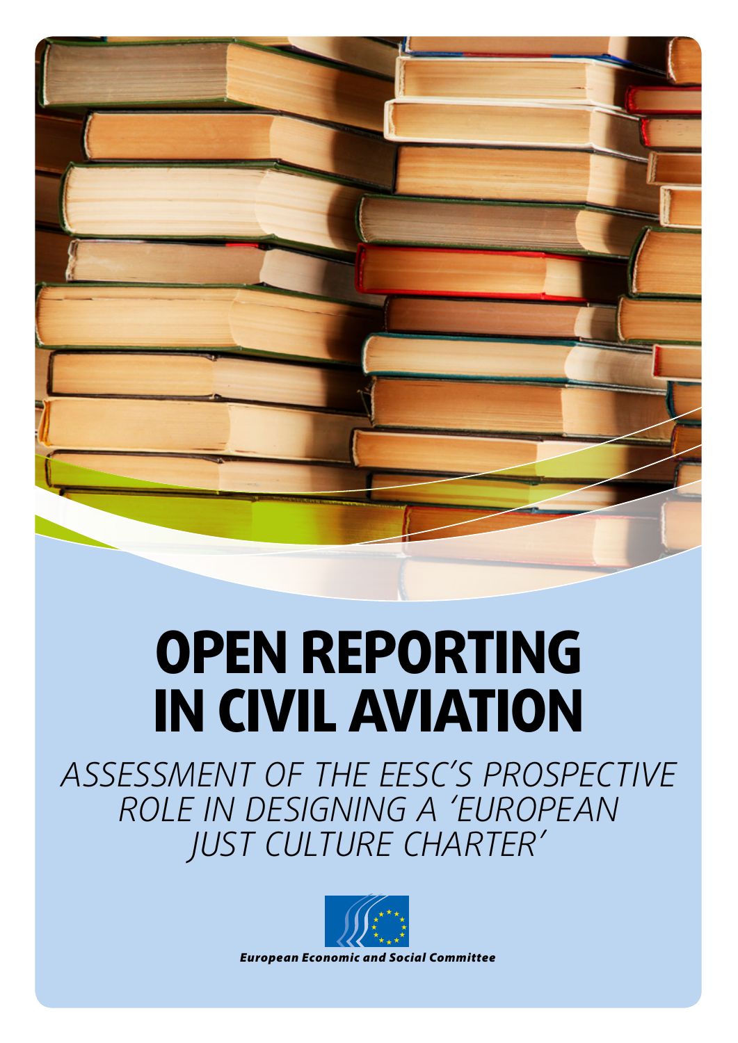# OPEN REPORTING IN CIVIL AVIATION

## *ASSESSMENT OF THE EESC'S PROSPECTIVE ROLE IN DESIGNING A 'EUROPEAN JUST CULTURE CHARTER'*

***European Economic and Social Committee***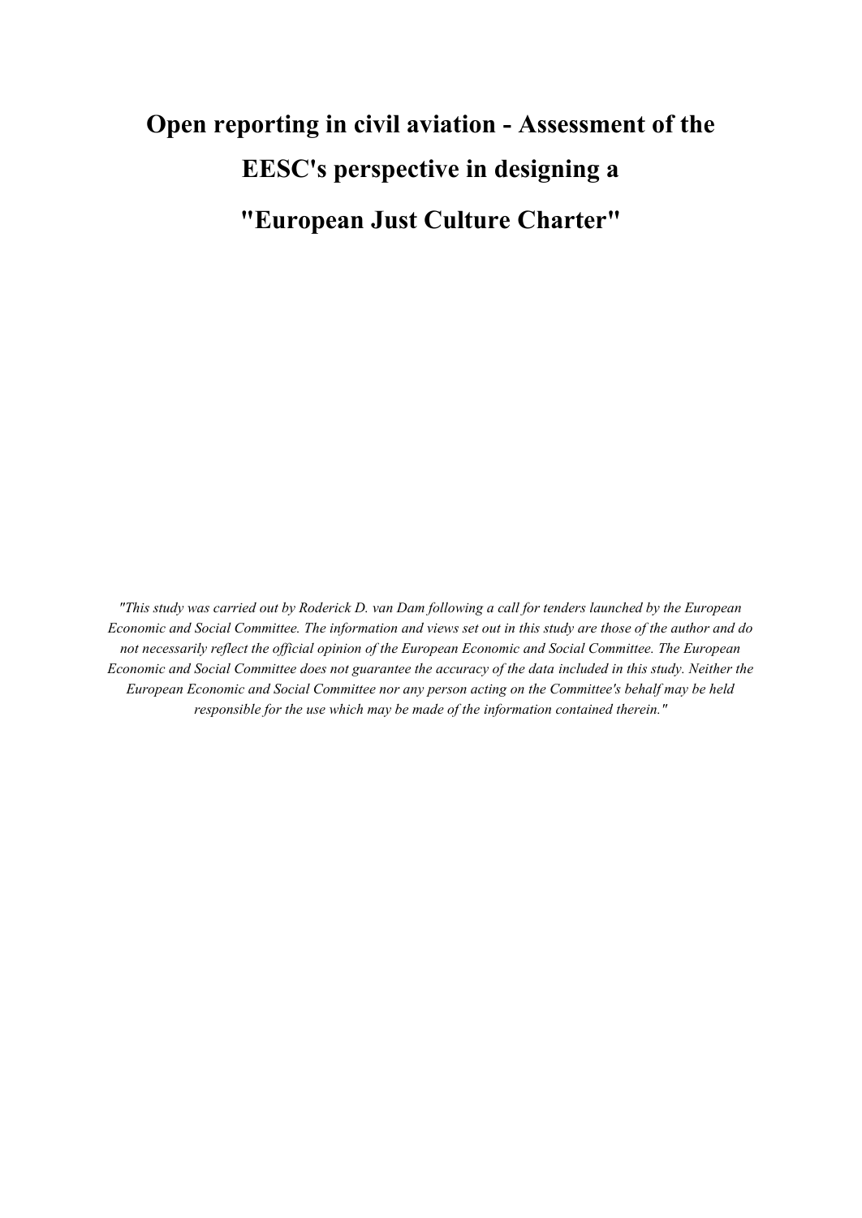# Open reporting in civil aviation - Assessment of the EESC's perspective in designing a "European Just Culture Charter"

*"This study was carried out by Roderick D. van Dam following a call for tenders launched by the European Economic and Social Committee. The information and views set out in this study are those of the author and do not necessarily reflect the official opinion of the European Economic and Social Committee. The European Economic and Social Committee does not guarantee the accuracy of the data included in this study. Neither the European Economic and Social Committee nor any person acting on the Committee's behalf may be held responsible for the use which may be made of the information contained therein."*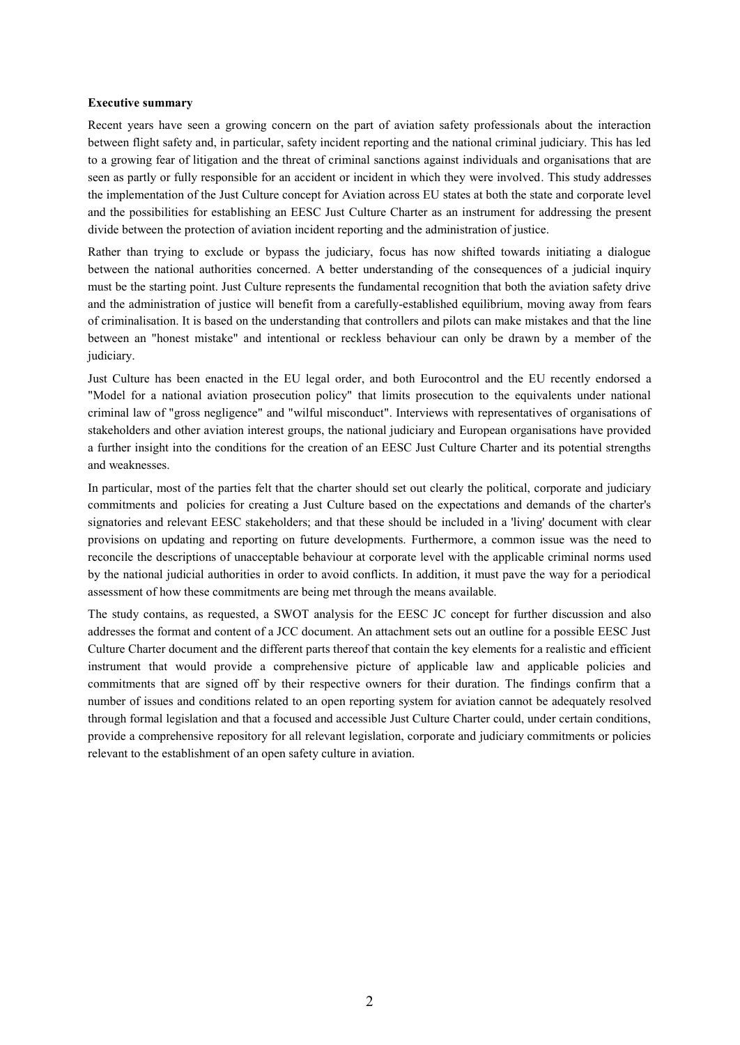**Executive summary**

Recent years have seen a growing concern on the part of aviation safety professionals about the interaction between flight safety and, in particular, safety incident reporting and the national criminal judiciary. This has led to a growing fear of litigation and the threat of criminal sanctions against individuals and organisations that are seen as partly or fully responsible for an accident or incident in which they were involved. This study addresses the implementation of the Just Culture concept for Aviation across EU states at both the state and corporate level and the possibilities for establishing an EESC Just Culture Charter as an instrument for addressing the present divide between the protection of aviation incident reporting and the administration of justice.

Rather than trying to exclude or bypass the judiciary, focus has now shifted towards initiating a dialogue between the national authorities concerned. A better understanding of the consequences of a judicial inquiry must be the starting point. Just Culture represents the fundamental recognition that both the aviation safety drive and the administration of justice will benefit from a carefully-established equilibrium, moving away from fears of criminalisation. It is based on the understanding that controllers and pilots can make mistakes and that the line between an "honest mistake" and intentional or reckless behaviour can only be drawn by a member of the judiciary.

Just Culture has been enacted in the EU legal order, and both Eurocontrol and the EU recently endorsed a "Model for a national aviation prosecution policy" that limits prosecution to the equivalents under national criminal law of "gross negligence" and "wilful misconduct". Interviews with representatives of organisations of stakeholders and other aviation interest groups, the national judiciary and European organisations have provided a further insight into the conditions for the creation of an EESC Just Culture Charter and its potential strengths and weaknesses.

In particular, most of the parties felt that the charter should set out clearly the political, corporate and judiciary commitments and policies for creating a Just Culture based on the expectations and demands of the charter's signatories and relevant EESC stakeholders; and that these should be included in a 'living' document with clear provisions on updating and reporting on future developments. Furthermore, a common issue was the need to reconcile the descriptions of unacceptable behaviour at corporate level with the applicable criminal norms used by the national judicial authorities in order to avoid conflicts. In addition, it must pave the way for a periodical assessment of how these commitments are being met through the means available.

The study contains, as requested, a SWOT analysis for the EESC JC concept for further discussion and also addresses the format and content of a JCC document. An attachment sets out an outline for a possible EESC Just Culture Charter document and the different parts thereof that contain the key elements for a realistic and efficient instrument that would provide a comprehensive picture of applicable law and applicable policies and commitments that are signed off by their respective owners for their duration. The findings confirm that a number of issues and conditions related to an open reporting system for aviation cannot be adequately resolved through formal legislation and that a focused and accessible Just Culture Charter could, under certain conditions, provide a comprehensive repository for all relevant legislation, corporate and judiciary commitments or policies relevant to the establishment of an open safety culture in aviation.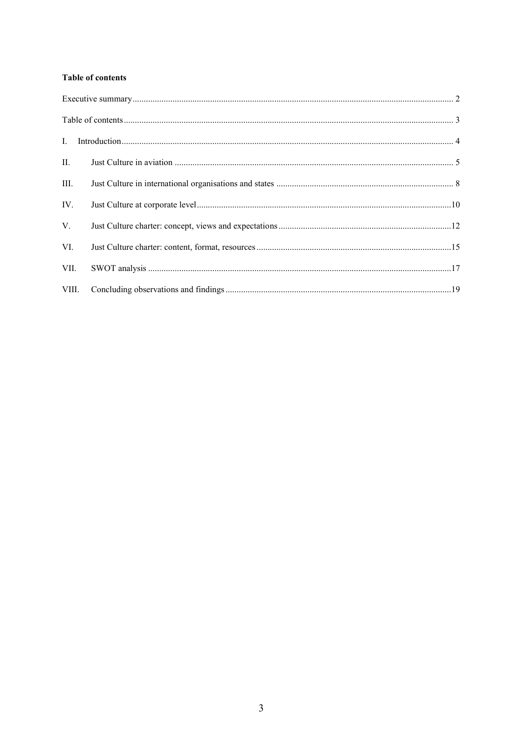**Table of contents**

Executive summary ..... 2

Table of contents ..... 3

I. Introduction ..... 4

II. Just Culture in aviation ..... 5

III. Just Culture in international organisations and states ..... 8

IV. Just Culture at corporate level ..... 10

V. Just Culture charter: concept, views and expectations ..... 12

VI. Just Culture charter: content, format, resources ..... 15

VII. SWOT analysis ..... 17

VIII. Concluding observations and findings ..... 19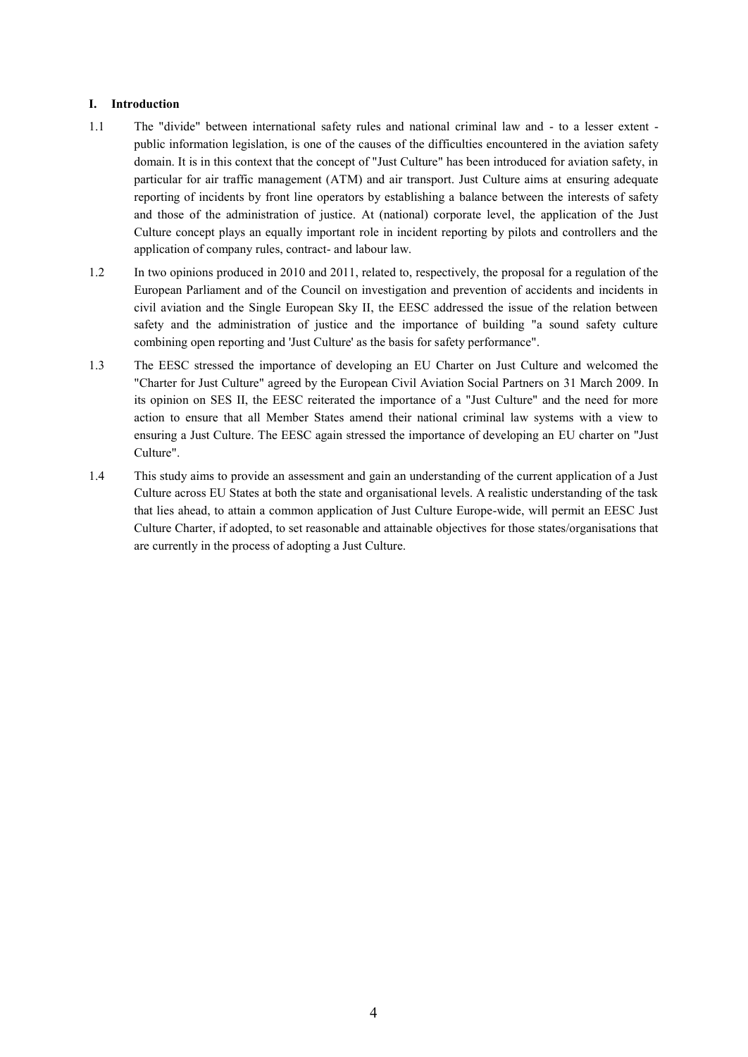## I. Introduction

1.1 The "divide" between international safety rules and national criminal law and - to a lesser extent - public information legislation, is one of the causes of the difficulties encountered in the aviation safety domain. It is in this context that the concept of "Just Culture" has been introduced for aviation safety, in particular for air traffic management (ATM) and air transport. Just Culture aims at ensuring adequate reporting of incidents by front line operators by establishing a balance between the interests of safety and those of the administration of justice. At (national) corporate level, the application of the Just Culture concept plays an equally important role in incident reporting by pilots and controllers and the application of company rules, contract- and labour law.

1.2 In two opinions produced in 2010 and 2011, related to, respectively, the proposal for a regulation of the European Parliament and of the Council on investigation and prevention of accidents and incidents in civil aviation and the Single European Sky II, the EESC addressed the issue of the relation between safety and the administration of justice and the importance of building "a sound safety culture combining open reporting and 'Just Culture' as the basis for safety performance".

1.3 The EESC stressed the importance of developing an EU Charter on Just Culture and welcomed the "Charter for Just Culture" agreed by the European Civil Aviation Social Partners on 31 March 2009. In its opinion on SES II, the EESC reiterated the importance of a "Just Culture" and the need for more action to ensure that all Member States amend their national criminal law systems with a view to ensuring a Just Culture. The EESC again stressed the importance of developing an EU charter on "Just Culture".

1.4 This study aims to provide an assessment and gain an understanding of the current application of a Just Culture across EU States at both the state and organisational levels. A realistic understanding of the task that lies ahead, to attain a common application of Just Culture Europe-wide, will permit an EESC Just Culture Charter, if adopted, to set reasonable and attainable objectives for those states/organisations that are currently in the process of adopting a Just Culture.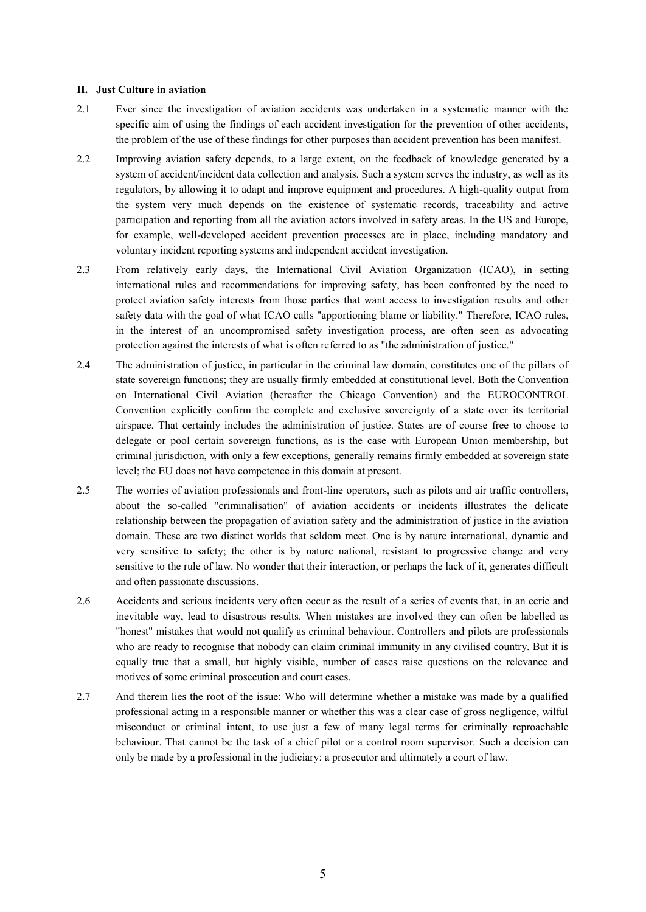## II. Just Culture in aviation

2.1 Ever since the investigation of aviation accidents was undertaken in a systematic manner with the specific aim of using the findings of each accident investigation for the prevention of other accidents, the problem of the use of these findings for other purposes than accident prevention has been manifest.

2.2 Improving aviation safety depends, to a large extent, on the feedback of knowledge generated by a system of accident/incident data collection and analysis. Such a system serves the industry, as well as its regulators, by allowing it to adapt and improve equipment and procedures. A high-quality output from the system very much depends on the existence of systematic records, traceability and active participation and reporting from all the aviation actors involved in safety areas. In the US and Europe, for example, well-developed accident prevention processes are in place, including mandatory and voluntary incident reporting systems and independent accident investigation.

2.3 From relatively early days, the International Civil Aviation Organization (ICAO), in setting international rules and recommendations for improving safety, has been confronted by the need to protect aviation safety interests from those parties that want access to investigation results and other safety data with the goal of what ICAO calls "apportioning blame or liability." Therefore, ICAO rules, in the interest of an uncompromised safety investigation process, are often seen as advocating protection against the interests of what is often referred to as "the administration of justice."

2.4 The administration of justice, in particular in the criminal law domain, constitutes one of the pillars of state sovereign functions; they are usually firmly embedded at constitutional level. Both the Convention on International Civil Aviation (hereafter the Chicago Convention) and the EUROCONTROL Convention explicitly confirm the complete and exclusive sovereignty of a state over its territorial airspace. That certainly includes the administration of justice. States are of course free to choose to delegate or pool certain sovereign functions, as is the case with European Union membership, but criminal jurisdiction, with only a few exceptions, generally remains firmly embedded at sovereign state level; the EU does not have competence in this domain at present.

2.5 The worries of aviation professionals and front-line operators, such as pilots and air traffic controllers, about the so-called "criminalisation" of aviation accidents or incidents illustrates the delicate relationship between the propagation of aviation safety and the administration of justice in the aviation domain. These are two distinct worlds that seldom meet. One is by nature international, dynamic and very sensitive to safety; the other is by nature national, resistant to progressive change and very sensitive to the rule of law. No wonder that their interaction, or perhaps the lack of it, generates difficult and often passionate discussions.

2.6 Accidents and serious incidents very often occur as the result of a series of events that, in an eerie and inevitable way, lead to disastrous results. When mistakes are involved they can often be labelled as "honest" mistakes that would not qualify as criminal behaviour. Controllers and pilots are professionals who are ready to recognise that nobody can claim criminal immunity in any civilised country. But it is equally true that a small, but highly visible, number of cases raise questions on the relevance and motives of some criminal prosecution and court cases.

2.7 And therein lies the root of the issue: Who will determine whether a mistake was made by a qualified professional acting in a responsible manner or whether this was a clear case of gross negligence, wilful misconduct or criminal intent, to use just a few of many legal terms for criminally reproachable behaviour. That cannot be the task of a chief pilot or a control room supervisor. Such a decision can only be made by a professional in the judiciary: a prosecutor and ultimately a court of law.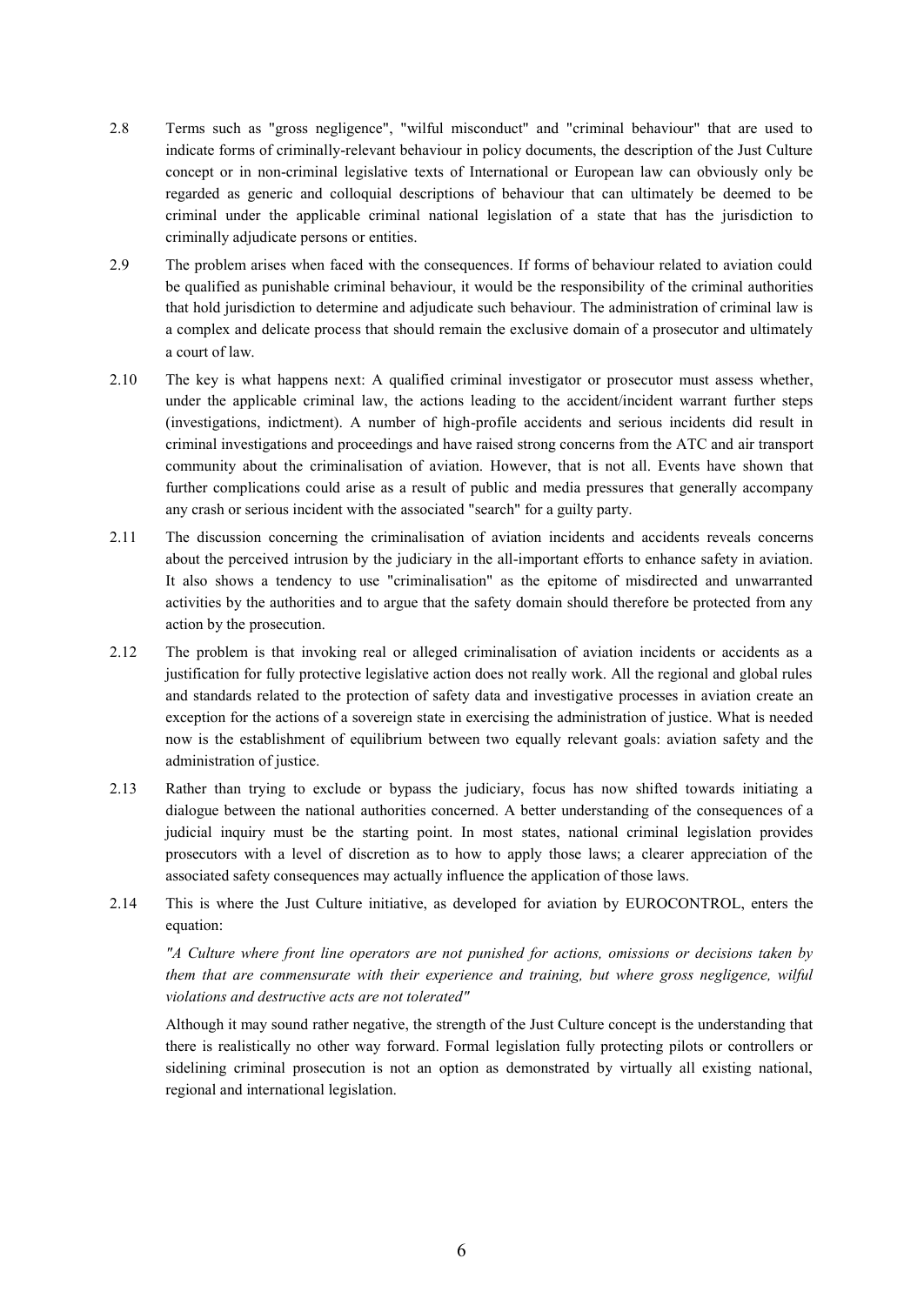2.8 Terms such as "gross negligence", "wilful misconduct" and "criminal behaviour" that are used to indicate forms of criminally-relevant behaviour in policy documents, the description of the Just Culture concept or in non-criminal legislative texts of International or European law can obviously only be regarded as generic and colloquial descriptions of behaviour that can ultimately be deemed to be criminal under the applicable criminal national legislation of a state that has the jurisdiction to criminally adjudicate persons or entities.

2.9 The problem arises when faced with the consequences. If forms of behaviour related to aviation could be qualified as punishable criminal behaviour, it would be the responsibility of the criminal authorities that hold jurisdiction to determine and adjudicate such behaviour. The administration of criminal law is a complex and delicate process that should remain the exclusive domain of a prosecutor and ultimately a court of law.

2.10 The key is what happens next: A qualified criminal investigator or prosecutor must assess whether, under the applicable criminal law, the actions leading to the accident/incident warrant further steps (investigations, indictment). A number of high-profile accidents and serious incidents did result in criminal investigations and proceedings and have raised strong concerns from the ATC and air transport community about the criminalisation of aviation. However, that is not all. Events have shown that further complications could arise as a result of public and media pressures that generally accompany any crash or serious incident with the associated "search" for a guilty party.

2.11 The discussion concerning the criminalisation of aviation incidents and accidents reveals concerns about the perceived intrusion by the judiciary in the all-important efforts to enhance safety in aviation. It also shows a tendency to use "criminalisation" as the epitome of misdirected and unwarranted activities by the authorities and to argue that the safety domain should therefore be protected from any action by the prosecution.

2.12 The problem is that invoking real or alleged criminalisation of aviation incidents or accidents as a justification for fully protective legislative action does not really work. All the regional and global rules and standards related to the protection of safety data and investigative processes in aviation create an exception for the actions of a sovereign state in exercising the administration of justice. What is needed now is the establishment of equilibrium between two equally relevant goals: aviation safety and the administration of justice.

2.13 Rather than trying to exclude or bypass the judiciary, focus has now shifted towards initiating a dialogue between the national authorities concerned. A better understanding of the consequences of a judicial inquiry must be the starting point. In most states, national criminal legislation provides prosecutors with a level of discretion as to how to apply those laws; a clearer appreciation of the associated safety consequences may actually influence the application of those laws.

2.14 This is where the Just Culture initiative, as developed for aviation by EUROCONTROL, enters the equation:

*"A Culture where front line operators are not punished for actions, omissions or decisions taken by them that are commensurate with their experience and training, but where gross negligence, wilful violations and destructive acts are not tolerated"*

Although it may sound rather negative, the strength of the Just Culture concept is the understanding that there is realistically no other way forward. Formal legislation fully protecting pilots or controllers or sidelining criminal prosecution is not an option as demonstrated by virtually all existing national, regional and international legislation.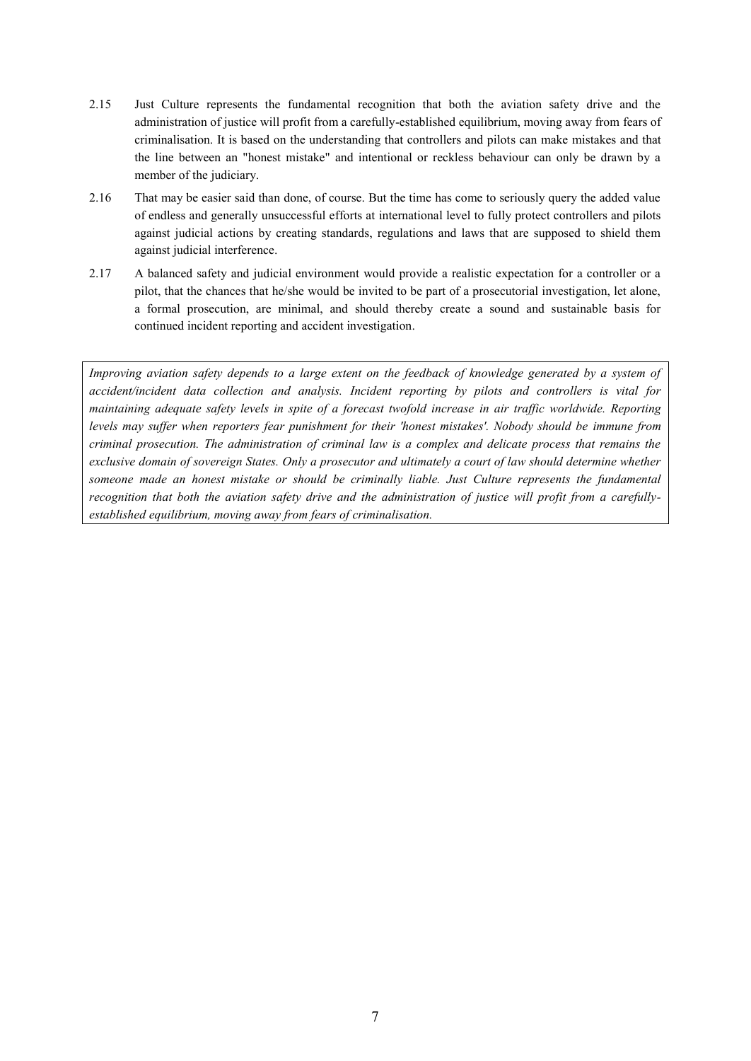2.15 Just Culture represents the fundamental recognition that both the aviation safety drive and the administration of justice will profit from a carefully-established equilibrium, moving away from fears of criminalisation. It is based on the understanding that controllers and pilots can make mistakes and that the line between an "honest mistake" and intentional or reckless behaviour can only be drawn by a member of the judiciary.

2.16 That may be easier said than done, of course. But the time has come to seriously query the added value of endless and generally unsuccessful efforts at international level to fully protect controllers and pilots against judicial actions by creating standards, regulations and laws that are supposed to shield them against judicial interference.

2.17 A balanced safety and judicial environment would provide a realistic expectation for a controller or a pilot, that the chances that he/she would be invited to be part of a prosecutorial investigation, let alone, a formal prosecution, are minimal, and should thereby create a sound and sustainable basis for continued incident reporting and accident investigation.

*Improving aviation safety depends to a large extent on the feedback of knowledge generated by a system of accident/incident data collection and analysis. Incident reporting by pilots and controllers is vital for maintaining adequate safety levels in spite of a forecast twofold increase in air traffic worldwide. Reporting levels may suffer when reporters fear punishment for their 'honest mistakes'. Nobody should be immune from criminal prosecution. The administration of criminal law is a complex and delicate process that remains the exclusive domain of sovereign States. Only a prosecutor and ultimately a court of law should determine whether someone made an honest mistake or should be criminally liable. Just Culture represents the fundamental recognition that both the aviation safety drive and the administration of justice will profit from a carefully-established equilibrium, moving away from fears of criminalisation.*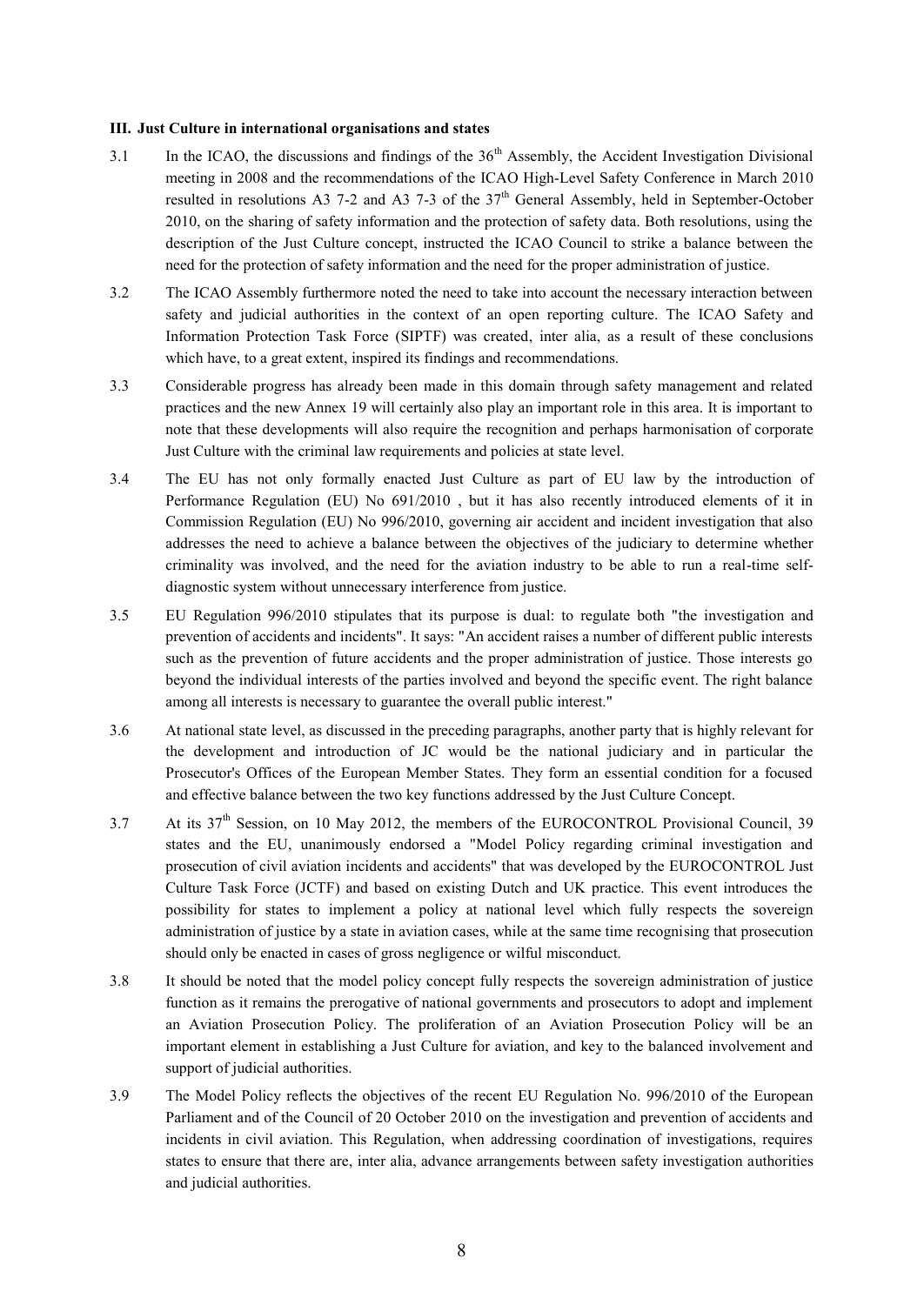### III. Just Culture in international organisations and states

3.1 In the ICAO, the discussions and findings of the 36[th] Assembly, the Accident Investigation Divisional meeting in 2008 and the recommendations of the ICAO High-Level Safety Conference in March 2010 resulted in resolutions A3 7-2 and A3 7-3 of the 37[th] General Assembly, held in September-October 2010, on the sharing of safety information and the protection of safety data. Both resolutions, using the description of the Just Culture concept, instructed the ICAO Council to strike a balance between the need for the protection of safety information and the need for the proper administration of justice.

3.2 The ICAO Assembly furthermore noted the need to take into account the necessary interaction between safety and judicial authorities in the context of an open reporting culture. The ICAO Safety and Information Protection Task Force (SIPTF) was created, inter alia, as a result of these conclusions which have, to a great extent, inspired its findings and recommendations.

3.3 Considerable progress has already been made in this domain through safety management and related practices and the new Annex 19 will certainly also play an important role in this area. It is important to note that these developments will also require the recognition and perhaps harmonisation of corporate Just Culture with the criminal law requirements and policies at state level.

3.4 The EU has not only formally enacted Just Culture as part of EU law by the introduction of Performance Regulation (EU) No 691/2010 , but it has also recently introduced elements of it in Commission Regulation (EU) No 996/2010, governing air accident and incident investigation that also addresses the need to achieve a balance between the objectives of the judiciary to determine whether criminality was involved, and the need for the aviation industry to be able to run a real-time self-diagnostic system without unnecessary interference from justice.

3.5 EU Regulation 996/2010 stipulates that its purpose is dual: to regulate both "the investigation and prevention of accidents and incidents". It says: "An accident raises a number of different public interests such as the prevention of future accidents and the proper administration of justice. Those interests go beyond the individual interests of the parties involved and beyond the specific event. The right balance among all interests is necessary to guarantee the overall public interest."

3.6 At national state level, as discussed in the preceding paragraphs, another party that is highly relevant for the development and introduction of JC would be the national judiciary and in particular the Prosecutor's Offices of the European Member States. They form an essential condition for a focused and effective balance between the two key functions addressed by the Just Culture Concept.

3.7 At its 37[th] Session, on 10 May 2012, the members of the EUROCONTROL Provisional Council, 39 states and the EU, unanimously endorsed a "Model Policy regarding criminal investigation and prosecution of civil aviation incidents and accidents" that was developed by the EUROCONTROL Just Culture Task Force (JCTF) and based on existing Dutch and UK practice. This event introduces the possibility for states to implement a policy at national level which fully respects the sovereign administration of justice by a state in aviation cases, while at the same time recognising that prosecution should only be enacted in cases of gross negligence or wilful misconduct.

3.8 It should be noted that the model policy concept fully respects the sovereign administration of justice function as it remains the prerogative of national governments and prosecutors to adopt and implement an Aviation Prosecution Policy. The proliferation of an Aviation Prosecution Policy will be an important element in establishing a Just Culture for aviation, and key to the balanced involvement and support of judicial authorities.

3.9 The Model Policy reflects the objectives of the recent EU Regulation No. 996/2010 of the European Parliament and of the Council of 20 October 2010 on the investigation and prevention of accidents and incidents in civil aviation. This Regulation, when addressing coordination of investigations, requires states to ensure that there are, inter alia, advance arrangements between safety investigation authorities and judicial authorities.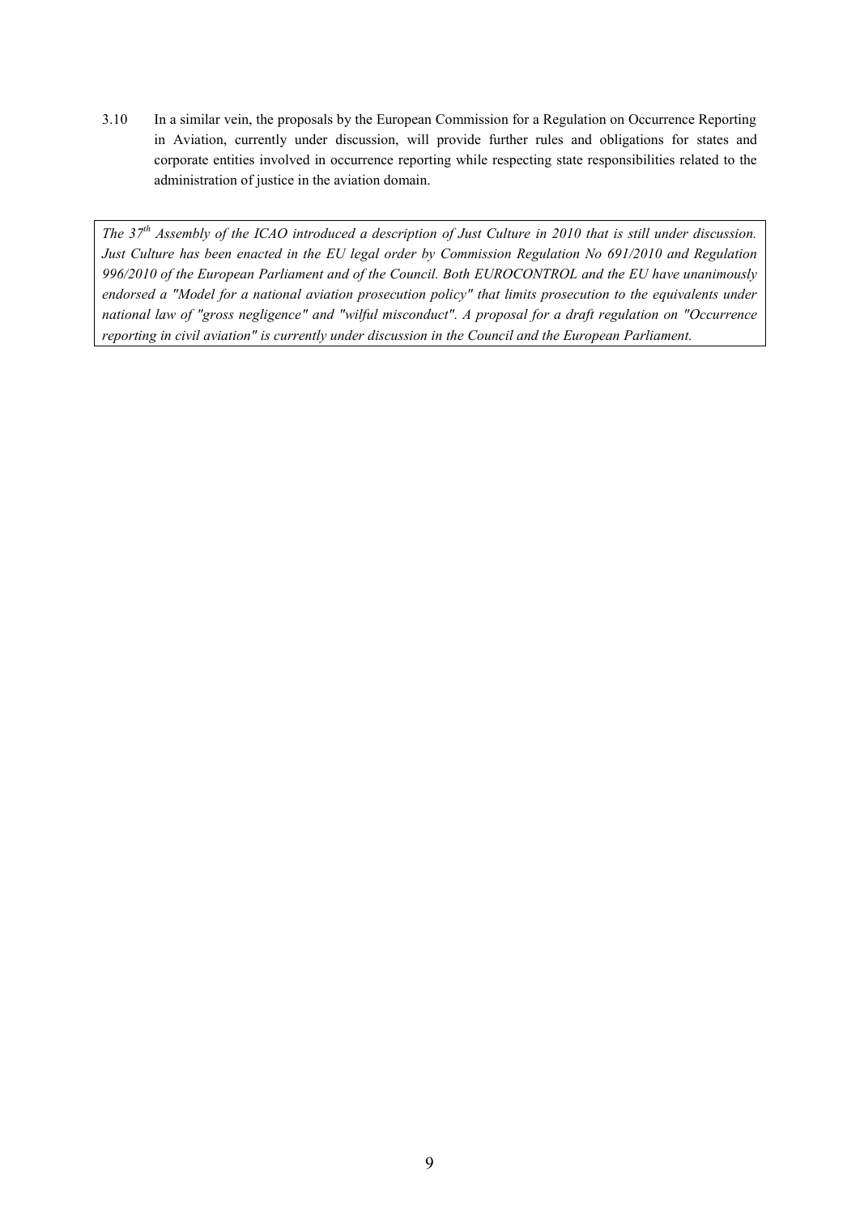3.10 In a similar vein, the proposals by the European Commission for a Regulation on Occurrence Reporting in Aviation, currently under discussion, will provide further rules and obligations for states and corporate entities involved in occurrence reporting while respecting state responsibilities related to the administration of justice in the aviation domain.

*The 37th Assembly of the ICAO introduced a description of Just Culture in 2010 that is still under discussion. Just Culture has been enacted in the EU legal order by Commission Regulation No 691/2010 and Regulation 996/2010 of the European Parliament and of the Council. Both EUROCONTROL and the EU have unanimously endorsed a "Model for a national aviation prosecution policy" that limits prosecution to the equivalents under national law of "gross negligence" and "wilful misconduct". A proposal for a draft regulation on "Occurrence reporting in civil aviation" is currently under discussion in the Council and the European Parliament.*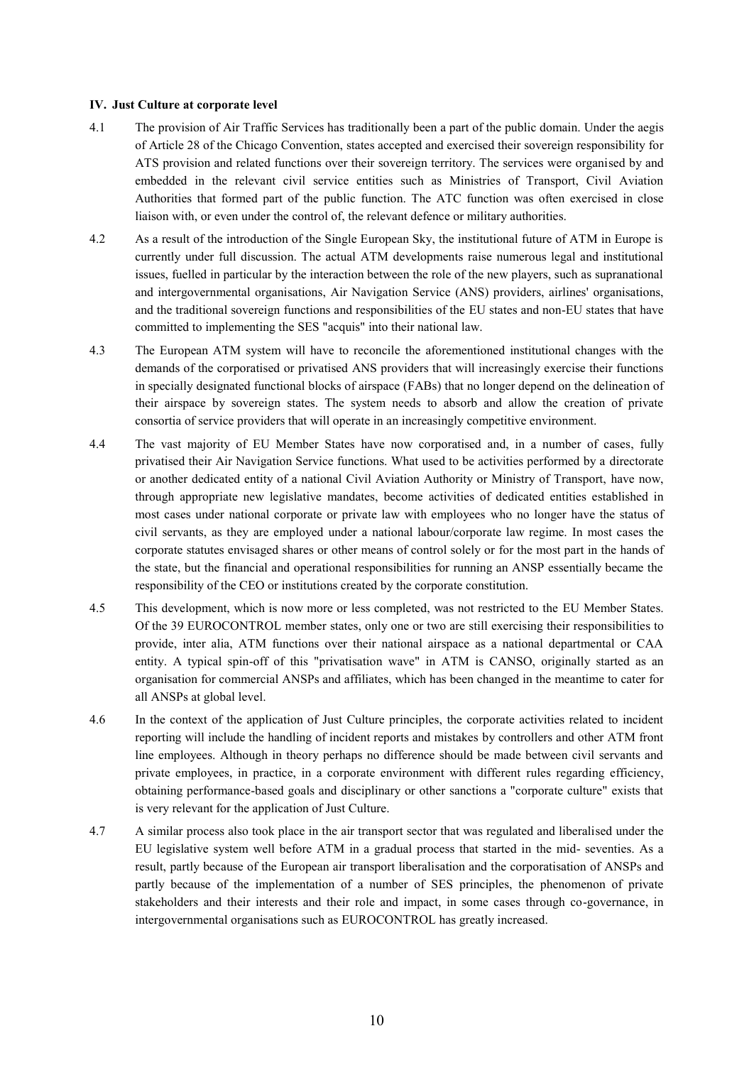**IV. Just Culture at corporate level**

4.1 The provision of Air Traffic Services has traditionally been a part of the public domain. Under the aegis of Article 28 of the Chicago Convention, states accepted and exercised their sovereign responsibility for ATS provision and related functions over their sovereign territory. The services were organised by and embedded in the relevant civil service entities such as Ministries of Transport, Civil Aviation Authorities that formed part of the public function. The ATC function was often exercised in close liaison with, or even under the control of, the relevant defence or military authorities.

4.2 As a result of the introduction of the Single European Sky, the institutional future of ATM in Europe is currently under full discussion. The actual ATM developments raise numerous legal and institutional issues, fuelled in particular by the interaction between the role of the new players, such as supranational and intergovernmental organisations, Air Navigation Service (ANS) providers, airlines' organisations, and the traditional sovereign functions and responsibilities of the EU states and non-EU states that have committed to implementing the SES "acquis" into their national law.

4.3 The European ATM system will have to reconcile the aforementioned institutional changes with the demands of the corporatised or privatised ANS providers that will increasingly exercise their functions in specially designated functional blocks of airspace (FABs) that no longer depend on the delineation of their airspace by sovereign states. The system needs to absorb and allow the creation of private consortia of service providers that will operate in an increasingly competitive environment.

4.4 The vast majority of EU Member States have now corporatised and, in a number of cases, fully privatised their Air Navigation Service functions. What used to be activities performed by a directorate or another dedicated entity of a national Civil Aviation Authority or Ministry of Transport, have now, through appropriate new legislative mandates, become activities of dedicated entities established in most cases under national corporate or private law with employees who no longer have the status of civil servants, as they are employed under a national labour/corporate law regime. In most cases the corporate statutes envisaged shares or other means of control solely or for the most part in the hands of the state, but the financial and operational responsibilities for running an ANSP essentially became the responsibility of the CEO or institutions created by the corporate constitution.

4.5 This development, which is now more or less completed, was not restricted to the EU Member States. Of the 39 EUROCONTROL member states, only one or two are still exercising their responsibilities to provide, inter alia, ATM functions over their national airspace as a national departmental or CAA entity. A typical spin-off of this "privatisation wave" in ATM is CANSO, originally started as an organisation for commercial ANSPs and affiliates, which has been changed in the meantime to cater for all ANSPs at global level.

4.6 In the context of the application of Just Culture principles, the corporate activities related to incident reporting will include the handling of incident reports and mistakes by controllers and other ATM front line employees. Although in theory perhaps no difference should be made between civil servants and private employees, in practice, in a corporate environment with different rules regarding efficiency, obtaining performance-based goals and disciplinary or other sanctions a "corporate culture" exists that is very relevant for the application of Just Culture.

4.7 A similar process also took place in the air transport sector that was regulated and liberalised under the EU legislative system well before ATM in a gradual process that started in the mid- seventies. As a result, partly because of the European air transport liberalisation and the corporatisation of ANSPs and partly because of the implementation of a number of SES principles, the phenomenon of private stakeholders and their interests and their role and impact, in some cases through co-governance, in intergovernmental organisations such as EUROCONTROL has greatly increased.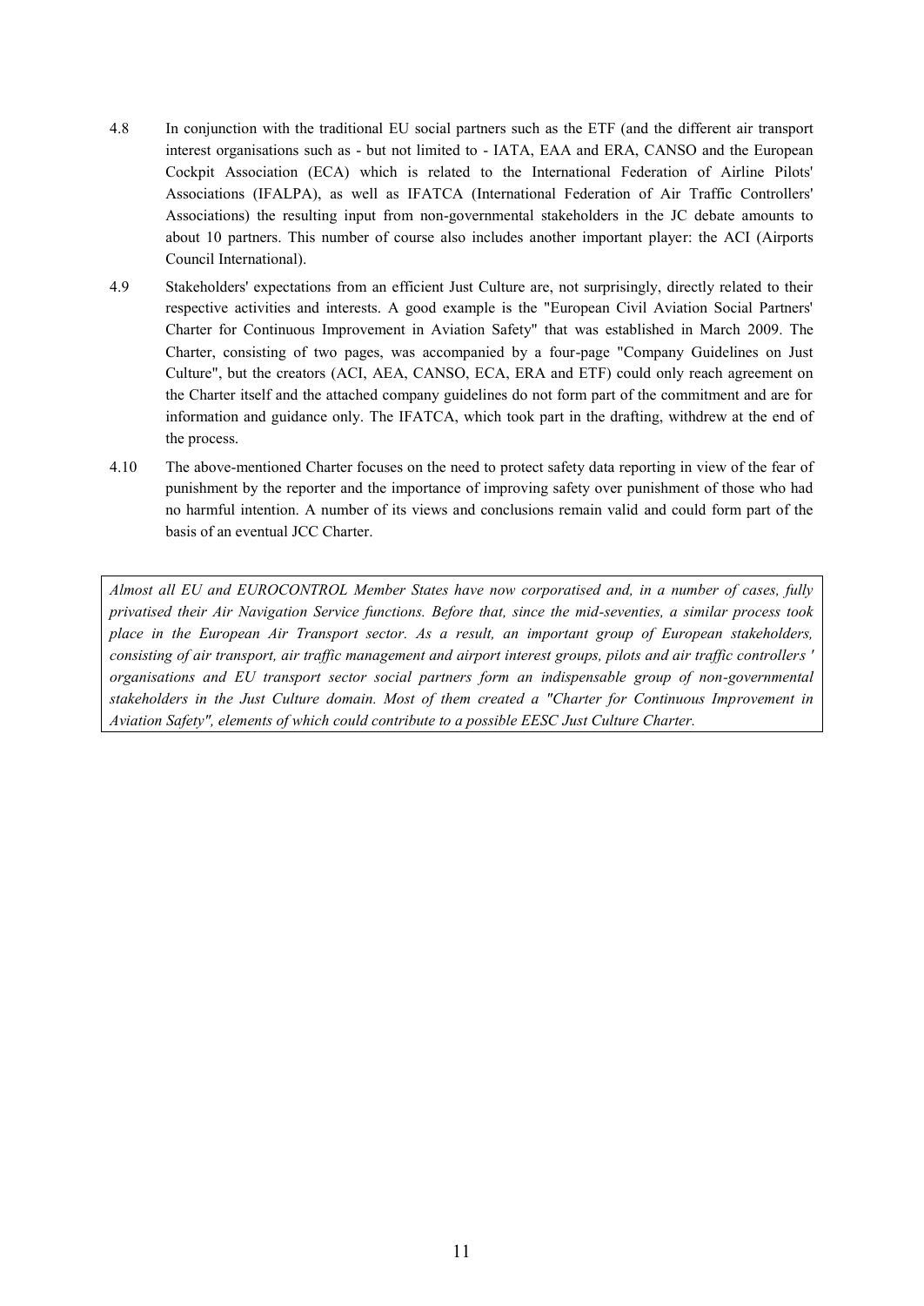4.8 In conjunction with the traditional EU social partners such as the ETF (and the different air transport interest organisations such as - but not limited to - IATA, EAA and ERA, CANSO and the European Cockpit Association (ECA) which is related to the International Federation of Airline Pilots' Associations (IFALPA), as well as IFATCA (International Federation of Air Traffic Controllers' Associations) the resulting input from non-governmental stakeholders in the JC debate amounts to about 10 partners. This number of course also includes another important player: the ACI (Airports Council International).

4.9 Stakeholders' expectations from an efficient Just Culture are, not surprisingly, directly related to their respective activities and interests. A good example is the "European Civil Aviation Social Partners' Charter for Continuous Improvement in Aviation Safety" that was established in March 2009. The Charter, consisting of two pages, was accompanied by a four-page "Company Guidelines on Just Culture", but the creators (ACI, AEA, CANSO, ECA, ERA and ETF) could only reach agreement on the Charter itself and the attached company guidelines do not form part of the commitment and are for information and guidance only. The IFATCA, which took part in the drafting, withdrew at the end of the process.

4.10 The above-mentioned Charter focuses on the need to protect safety data reporting in view of the fear of punishment by the reporter and the importance of improving safety over punishment of those who had no harmful intention. A number of its views and conclusions remain valid and could form part of the basis of an eventual JCC Charter.

*Almost all EU and EUROCONTROL Member States have now corporatised and, in a number of cases, fully privatised their Air Navigation Service functions. Before that, since the mid-seventies, a similar process took place in the European Air Transport sector. As a result, an important group of European stakeholders, consisting of air transport, air traffic management and airport interest groups, pilots and air traffic controllers ' organisations and EU transport sector social partners form an indispensable group of non-governmental stakeholders in the Just Culture domain. Most of them created a "Charter for Continuous Improvement in Aviation Safety", elements of which could contribute to a possible EESC Just Culture Charter.*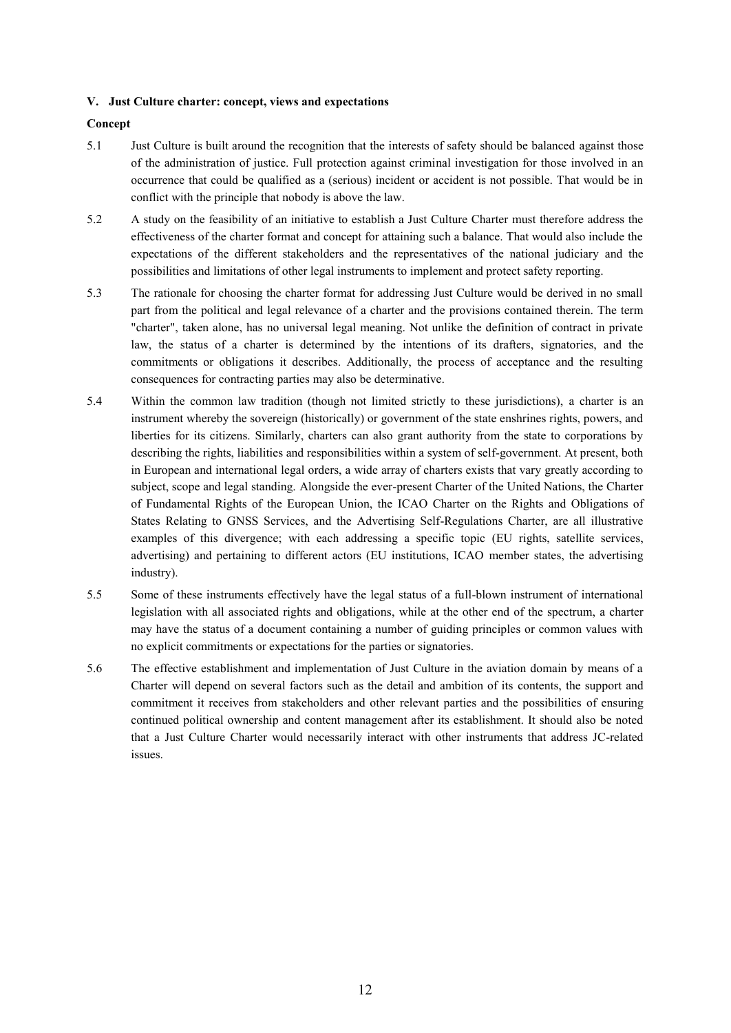## V. Just Culture charter: concept, views and expectations

### Concept

5.1 Just Culture is built around the recognition that the interests of safety should be balanced against those of the administration of justice. Full protection against criminal investigation for those involved in an occurrence that could be qualified as a (serious) incident or accident is not possible. That would be in conflict with the principle that nobody is above the law.

5.2 A study on the feasibility of an initiative to establish a Just Culture Charter must therefore address the effectiveness of the charter format and concept for attaining such a balance. That would also include the expectations of the different stakeholders and the representatives of the national judiciary and the possibilities and limitations of other legal instruments to implement and protect safety reporting.

5.3 The rationale for choosing the charter format for addressing Just Culture would be derived in no small part from the political and legal relevance of a charter and the provisions contained therein. The term "charter", taken alone, has no universal legal meaning. Not unlike the definition of contract in private law, the status of a charter is determined by the intentions of its drafters, signatories, and the commitments or obligations it describes. Additionally, the process of acceptance and the resulting consequences for contracting parties may also be determinative.

5.4 Within the common law tradition (though not limited strictly to these jurisdictions), a charter is an instrument whereby the sovereign (historically) or government of the state enshrines rights, powers, and liberties for its citizens. Similarly, charters can also grant authority from the state to corporations by describing the rights, liabilities and responsibilities within a system of self-government. At present, both in European and international legal orders, a wide array of charters exists that vary greatly according to subject, scope and legal standing. Alongside the ever-present Charter of the United Nations, the Charter of Fundamental Rights of the European Union, the ICAO Charter on the Rights and Obligations of States Relating to GNSS Services, and the Advertising Self-Regulations Charter, are all illustrative examples of this divergence; with each addressing a specific topic (EU rights, satellite services, advertising) and pertaining to different actors (EU institutions, ICAO member states, the advertising industry).

5.5 Some of these instruments effectively have the legal status of a full-blown instrument of international legislation with all associated rights and obligations, while at the other end of the spectrum, a charter may have the status of a document containing a number of guiding principles or common values with no explicit commitments or expectations for the parties or signatories.

5.6 The effective establishment and implementation of Just Culture in the aviation domain by means of a Charter will depend on several factors such as the detail and ambition of its contents, the support and commitment it receives from stakeholders and other relevant parties and the possibilities of ensuring continued political ownership and content management after its establishment. It should also be noted that a Just Culture Charter would necessarily interact with other instruments that address JC-related issues.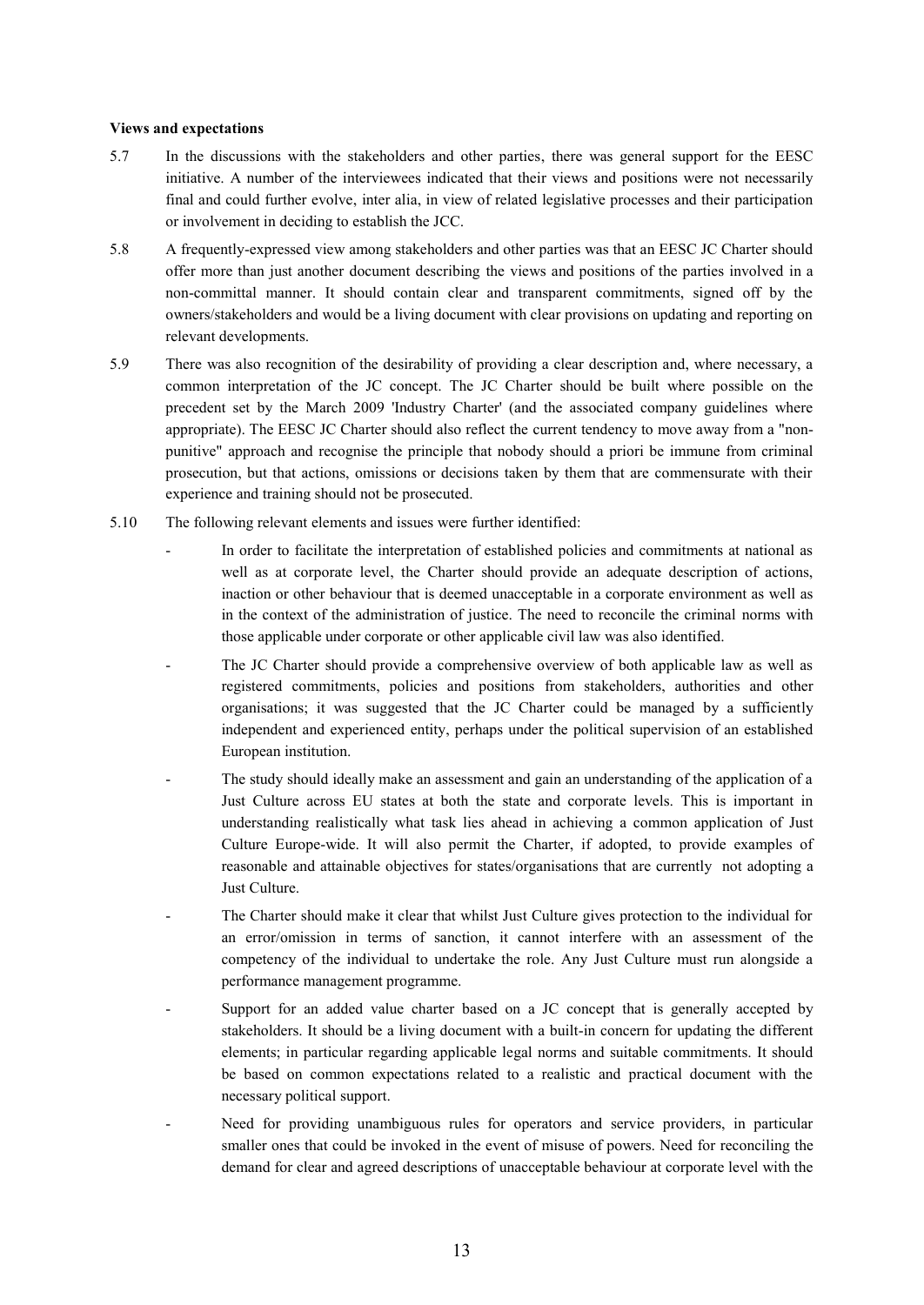**Views and expectations**

5.7 In the discussions with the stakeholders and other parties, there was general support for the EESC initiative. A number of the interviewees indicated that their views and positions were not necessarily final and could further evolve, inter alia, in view of related legislative processes and their participation or involvement in deciding to establish the JCC.

5.8 A frequently-expressed view among stakeholders and other parties was that an EESC JC Charter should offer more than just another document describing the views and positions of the parties involved in a non-committal manner. It should contain clear and transparent commitments, signed off by the owners/stakeholders and would be a living document with clear provisions on updating and reporting on relevant developments.

5.9 There was also recognition of the desirability of providing a clear description and, where necessary, a common interpretation of the JC concept. The JC Charter should be built where possible on the precedent set by the March 2009 'Industry Charter' (and the associated company guidelines where appropriate). The EESC JC Charter should also reflect the current tendency to move away from a "non-punitive" approach and recognise the principle that nobody should a priori be immune from criminal prosecution, but that actions, omissions or decisions taken by them that are commensurate with their experience and training should not be prosecuted.

5.10 The following relevant elements and issues were further identified:

- In order to facilitate the interpretation of established policies and commitments at national as well as at corporate level, the Charter should provide an adequate description of actions, inaction or other behaviour that is deemed unacceptable in a corporate environment as well as in the context of the administration of justice. The need to reconcile the criminal norms with those applicable under corporate or other applicable civil law was also identified.
- The JC Charter should provide a comprehensive overview of both applicable law as well as registered commitments, policies and positions from stakeholders, authorities and other organisations; it was suggested that the JC Charter could be managed by a sufficiently independent and experienced entity, perhaps under the political supervision of an established European institution.
- The study should ideally make an assessment and gain an understanding of the application of a Just Culture across EU states at both the state and corporate levels. This is important in understanding realistically what task lies ahead in achieving a common application of Just Culture Europe-wide. It will also permit the Charter, if adopted, to provide examples of reasonable and attainable objectives for states/organisations that are currently not adopting a Just Culture.
- The Charter should make it clear that whilst Just Culture gives protection to the individual for an error/omission in terms of sanction, it cannot interfere with an assessment of the competency of the individual to undertake the role. Any Just Culture must run alongside a performance management programme.
- Support for an added value charter based on a JC concept that is generally accepted by stakeholders. It should be a living document with a built-in concern for updating the different elements; in particular regarding applicable legal norms and suitable commitments. It should be based on common expectations related to a realistic and practical document with the necessary political support.
- Need for providing unambiguous rules for operators and service providers, in particular smaller ones that could be invoked in the event of misuse of powers. Need for reconciling the demand for clear and agreed descriptions of unacceptable behaviour at corporate level with the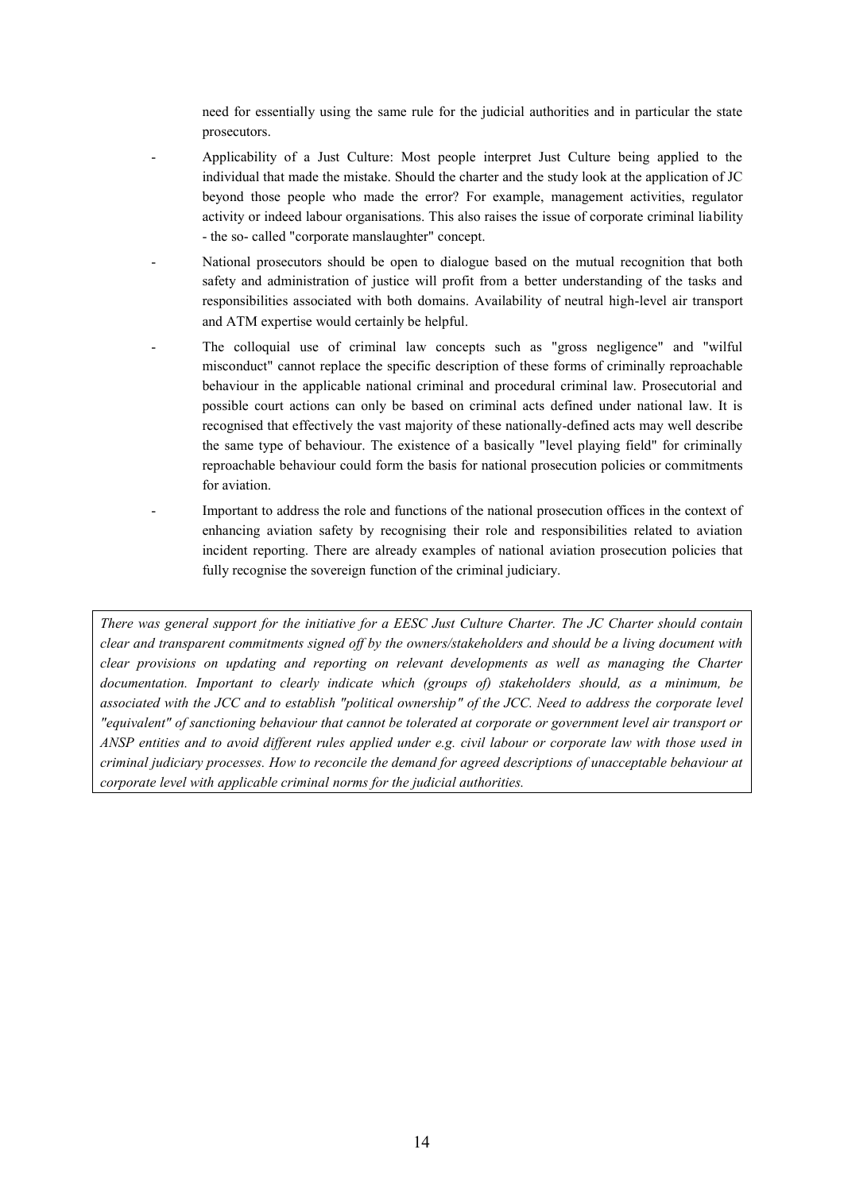need for essentially using the same rule for the judicial authorities and in particular the state prosecutors.

- Applicability of a Just Culture: Most people interpret Just Culture being applied to the individual that made the mistake. Should the charter and the study look at the application of JC beyond those people who made the error? For example, management activities, regulator activity or indeed labour organisations. This also raises the issue of corporate criminal liability - the so- called "corporate manslaughter" concept.
- National prosecutors should be open to dialogue based on the mutual recognition that both safety and administration of justice will profit from a better understanding of the tasks and responsibilities associated with both domains. Availability of neutral high-level air transport and ATM expertise would certainly be helpful.
- The colloquial use of criminal law concepts such as "gross negligence" and "wilful misconduct" cannot replace the specific description of these forms of criminally reproachable behaviour in the applicable national criminal and procedural criminal law. Prosecutorial and possible court actions can only be based on criminal acts defined under national law. It is recognised that effectively the vast majority of these nationally-defined acts may well describe the same type of behaviour. The existence of a basically "level playing field" for criminally reproachable behaviour could form the basis for national prosecution policies or commitments for aviation.
- Important to address the role and functions of the national prosecution offices in the context of enhancing aviation safety by recognising their role and responsibilities related to aviation incident reporting. There are already examples of national aviation prosecution policies that fully recognise the sovereign function of the criminal judiciary.

*There was general support for the initiative for a EESC Just Culture Charter. The JC Charter should contain clear and transparent commitments signed off by the owners/stakeholders and should be a living document with clear provisions on updating and reporting on relevant developments as well as managing the Charter documentation. Important to clearly indicate which (groups of) stakeholders should, as a minimum, be associated with the JCC and to establish "political ownership" of the JCC. Need to address the corporate level "equivalent" of sanctioning behaviour that cannot be tolerated at corporate or government level air transport or ANSP entities and to avoid different rules applied under e.g. civil labour or corporate law with those used in criminal judiciary processes. How to reconcile the demand for agreed descriptions of unacceptable behaviour at corporate level with applicable criminal norms for the judicial authorities.*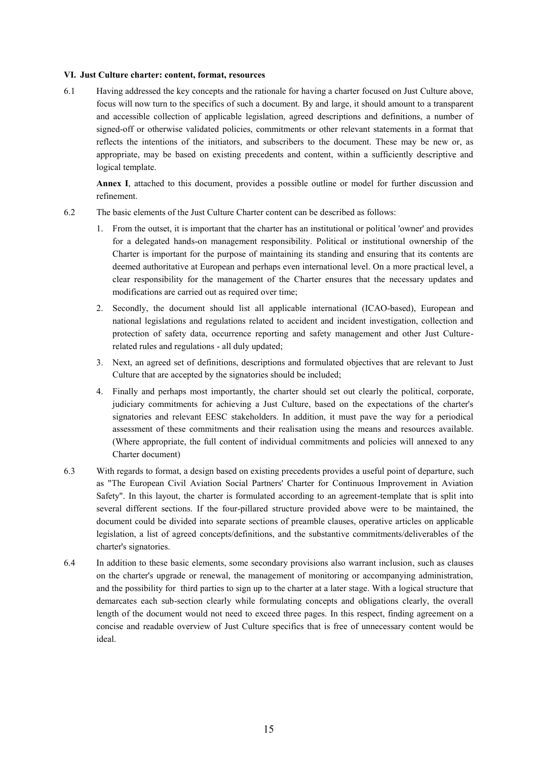## VI. Just Culture charter: content, format, resources

6.1 Having addressed the key concepts and the rationale for having a charter focused on Just Culture above, focus will now turn to the specifics of such a document. By and large, it should amount to a transparent and accessible collection of applicable legislation, agreed descriptions and definitions, a number of signed-off or otherwise validated policies, commitments or other relevant statements in a format that reflects the intentions of the initiators, and subscribers to the document. These may be new or, as appropriate, may be based on existing precedents and content, within a sufficiently descriptive and logical template.

**Annex I**, attached to this document, provides a possible outline or model for further discussion and refinement.

6.2 The basic elements of the Just Culture Charter content can be described as follows:

1. From the outset, it is important that the charter has an institutional or political 'owner' and provides for a delegated hands-on management responsibility. Political or institutional ownership of the Charter is important for the purpose of maintaining its standing and ensuring that its contents are deemed authoritative at European and perhaps even international level. On a more practical level, a clear responsibility for the management of the Charter ensures that the necessary updates and modifications are carried out as required over time;
2. Secondly, the document should list all applicable international (ICAO-based), European and national legislations and regulations related to accident and incident investigation, collection and protection of safety data, occurrence reporting and safety management and other Just Culture-related rules and regulations - all duly updated;
3. Next, an agreed set of definitions, descriptions and formulated objectives that are relevant to Just Culture that are accepted by the signatories should be included;
4. Finally and perhaps most importantly, the charter should set out clearly the political, corporate, judiciary commitments for achieving a Just Culture, based on the expectations of the charter's signatories and relevant EESC stakeholders. In addition, it must pave the way for a periodical assessment of these commitments and their realisation using the means and resources available. (Where appropriate, the full content of individual commitments and policies will annexed to any Charter document)

6.3 With regards to format, a design based on existing precedents provides a useful point of departure, such as "The European Civil Aviation Social Partners' Charter for Continuous Improvement in Aviation Safety". In this layout, the charter is formulated according to an agreement-template that is split into several different sections. If the four-pillared structure provided above were to be maintained, the document could be divided into separate sections of preamble clauses, operative articles on applicable legislation, a list of agreed concepts/definitions, and the substantive commitments/deliverables of the charter's signatories.

6.4 In addition to these basic elements, some secondary provisions also warrant inclusion, such as clauses on the charter's upgrade or renewal, the management of monitoring or accompanying administration, and the possibility for third parties to sign up to the charter at a later stage. With a logical structure that demarcates each sub-section clearly while formulating concepts and obligations clearly, the overall length of the document would not need to exceed three pages. In this respect, finding agreement on a concise and readable overview of Just Culture specifics that is free of unnecessary content would be ideal.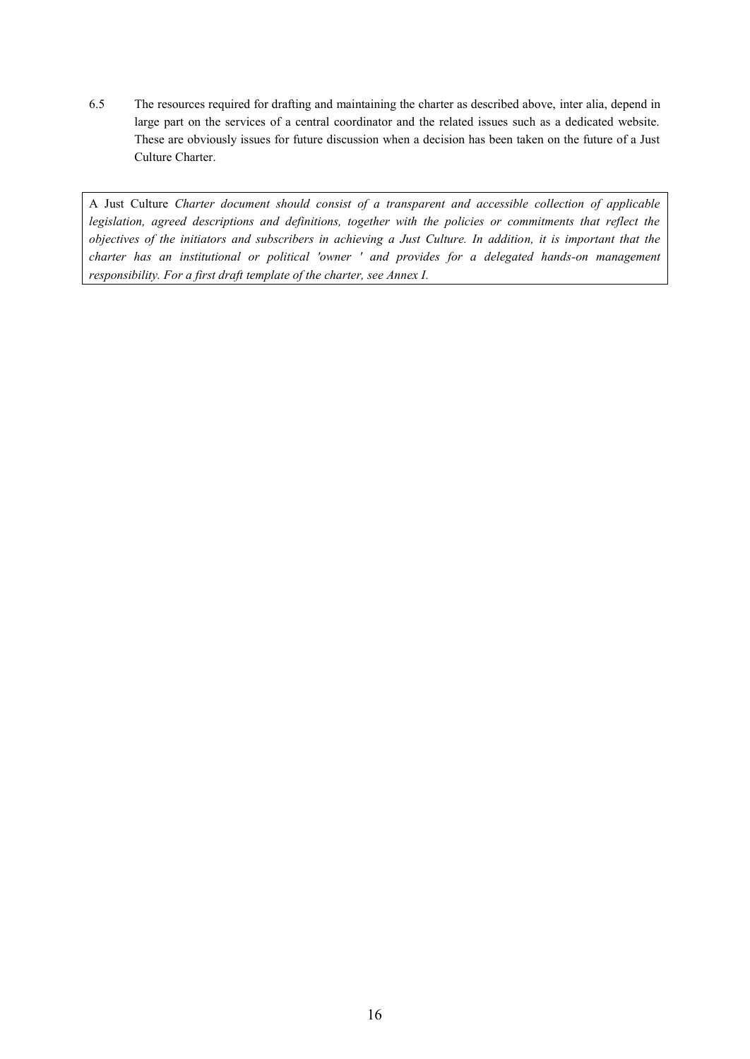6.5 The resources required for drafting and maintaining the charter as described above, inter alia, depend in large part on the services of a central coordinator and the related issues such as a dedicated website. These are obviously issues for future discussion when a decision has been taken on the future of a Just Culture Charter.

> A Just Culture *Charter document should consist of a transparent and accessible collection of applicable legislation, agreed descriptions and definitions, together with the policies or commitments that reflect the objectives of the initiators and subscribers in achieving a Just Culture. In addition, it is important that the charter has an institutional or political 'owner ' and provides for a delegated hands-on management responsibility. For a first draft template of the charter, see Annex I.*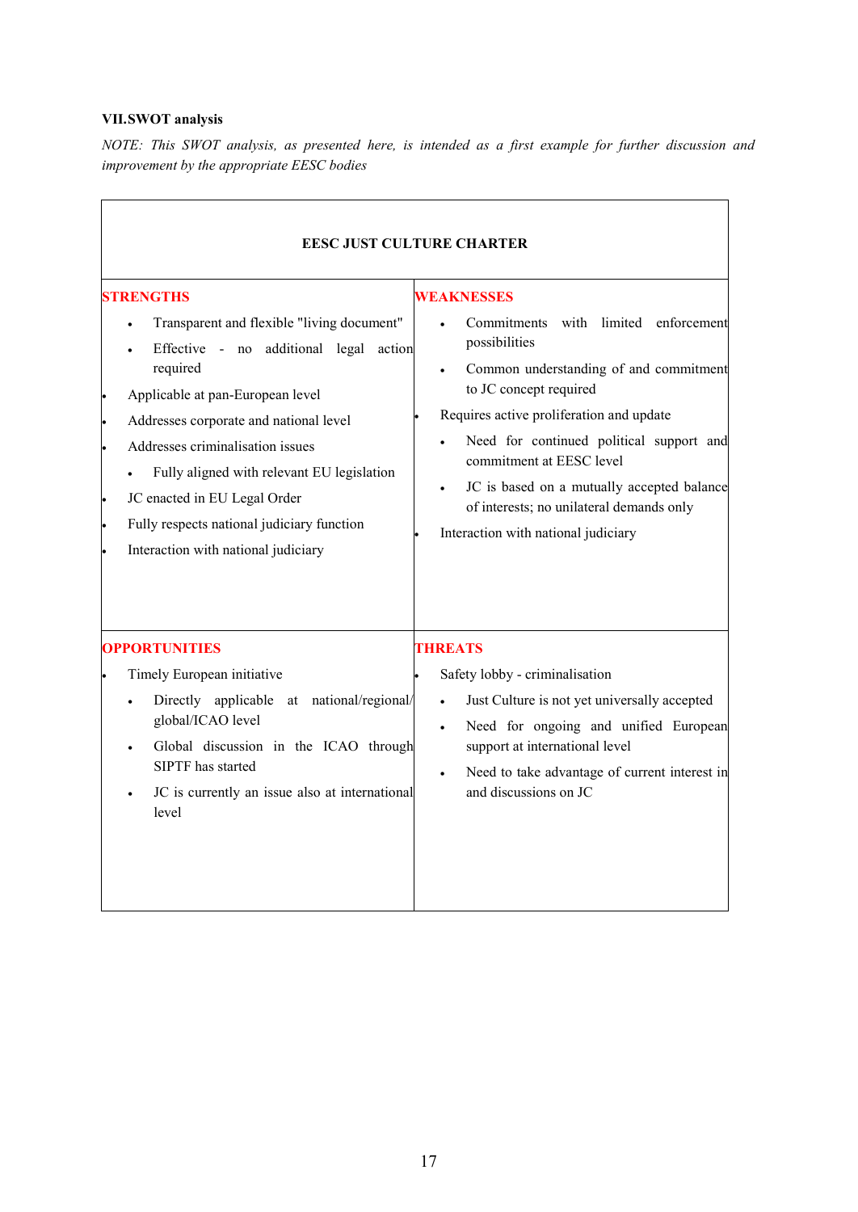### VII. SWOT analysis

*NOTE: This SWOT analysis, as presented here, is intended as a first example for further discussion and improvement by the appropriate EESC bodies*

| EESC JUST CULTURE CHARTER | |
|---|---|
| **STRENGTHS**<br>• Transparent and flexible "living document"<br>• Effective - no additional legal action required<br>• Applicable at pan-European level<br>• Addresses corporate and national level<br>• Addresses criminalisation issues<br>• Fully aligned with relevant EU legislation<br>• JC enacted in EU Legal Order<br>• Fully respects national judiciary function<br>• Interaction with national judiciary | **WEAKNESSES**<br>• Commitments with limited enforcement possibilities<br>• Common understanding of and commitment to JC concept required<br>• Requires active proliferation and update<br>• Need for continued political support and commitment at EESC level<br>• JC is based on a mutually accepted balance of interests; no unilateral demands only<br>• Interaction with national judiciary |
| **OPPORTUNITIES**<br>• Timely European initiative<br>• Directly applicable at national/regional/ global/ICAO level<br>• Global discussion in the ICAO through SIPTF has started<br>• JC is currently an issue also at international level | **THREATS**<br>• Safety lobby - criminalisation<br>• Just Culture is not yet universally accepted<br>• Need for ongoing and unified European support at international level<br>• Need to take advantage of current interest in and discussions on JC |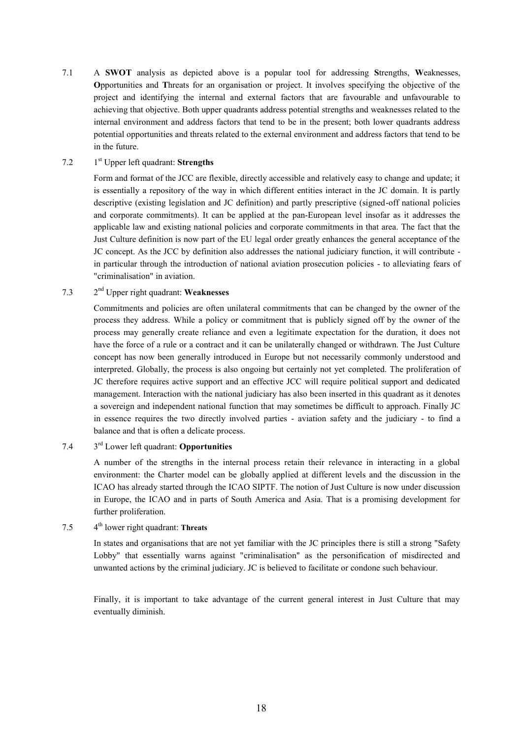7.1 A **SWOT** analysis as depicted above is a popular tool for addressing **S**trengths, **W**eaknesses, **O**pportunities and **T**hreats for an organisation or project. It involves specifying the objective of the project and identifying the internal and external factors that are favourable and unfavourable to achieving that objective. Both upper quadrants address potential strengths and weaknesses related to the internal environment and address factors that tend to be in the present; both lower quadrants address potential opportunities and threats related to the external environment and address factors that tend to be in the future.

7.2 1st Upper left quadrant: **Strengths**

Form and format of the JCC are flexible, directly accessible and relatively easy to change and update; it is essentially a repository of the way in which different entities interact in the JC domain. It is partly descriptive (existing legislation and JC definition) and partly prescriptive (signed-off national policies and corporate commitments). It can be applied at the pan-European level insofar as it addresses the applicable law and existing national policies and corporate commitments in that area. The fact that the Just Culture definition is now part of the EU legal order greatly enhances the general acceptance of the JC concept. As the JCC by definition also addresses the national judiciary function, it will contribute - in particular through the introduction of national aviation prosecution policies - to alleviating fears of "criminalisation" in aviation.

7.3 2nd Upper right quadrant: **Weaknesses**

Commitments and policies are often unilateral commitments that can be changed by the owner of the process they address. While a policy or commitment that is publicly signed off by the owner of the process may generally create reliance and even a legitimate expectation for the duration, it does not have the force of a rule or a contract and it can be unilaterally changed or withdrawn. The Just Culture concept has now been generally introduced in Europe but not necessarily commonly understood and interpreted. Globally, the process is also ongoing but certainly not yet completed. The proliferation of JC therefore requires active support and an effective JCC will require political support and dedicated management. Interaction with the national judiciary has also been inserted in this quadrant as it denotes a sovereign and independent national function that may sometimes be difficult to approach. Finally JC in essence requires the two directly involved parties - aviation safety and the judiciary - to find a balance and that is often a delicate process.

7.4 3rd Lower left quadrant: **Opportunities**

A number of the strengths in the internal process retain their relevance in interacting in a global environment: the Charter model can be globally applied at different levels and the discussion in the ICAO has already started through the ICAO SIPTF. The notion of Just Culture is now under discussion in Europe, the ICAO and in parts of South America and Asia. That is a promising development for further proliferation.

7.5 4th lower right quadrant: **Threats**

In states and organisations that are not yet familiar with the JC principles there is still a strong "Safety Lobby" that essentially warns against "criminalisation" as the personification of misdirected and unwanted actions by the criminal judiciary. JC is believed to facilitate or condone such behaviour.

Finally, it is important to take advantage of the current general interest in Just Culture that may eventually diminish.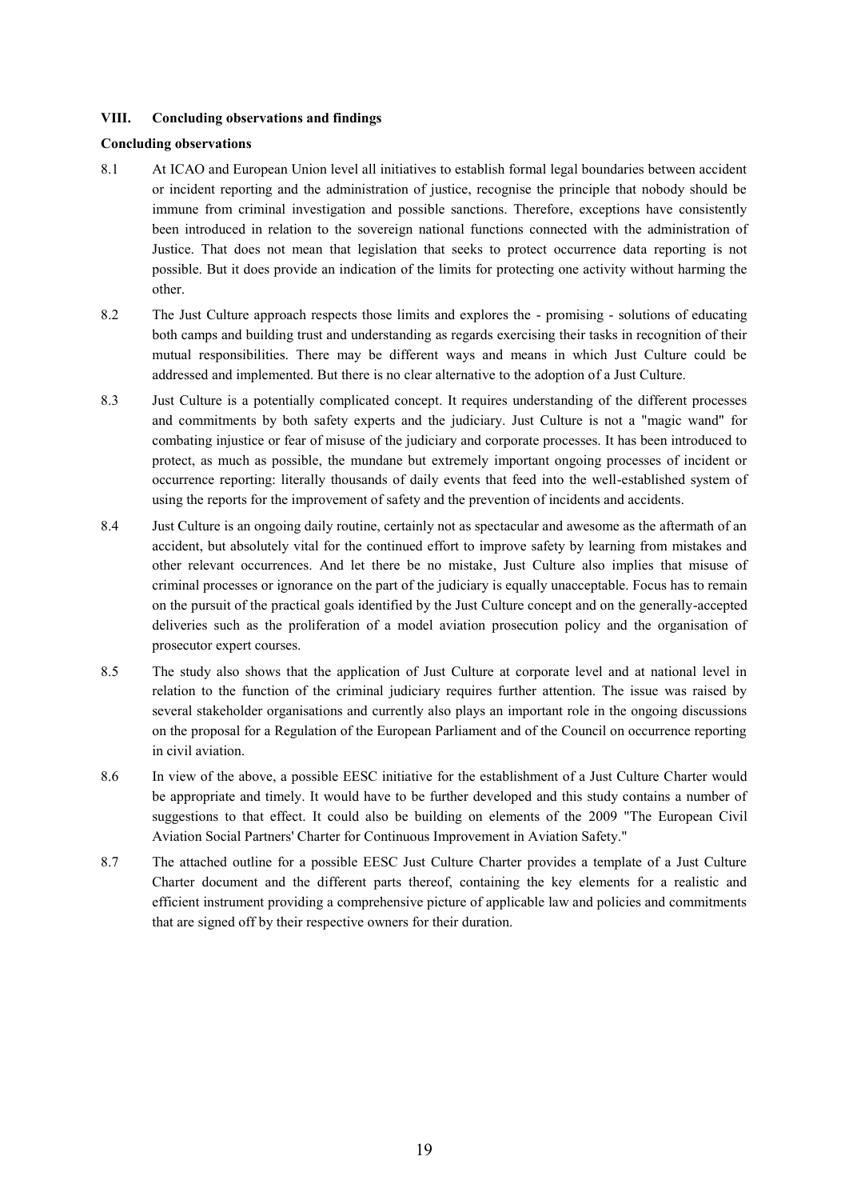## VIII. Concluding observations and findings

### Concluding observations

8.1 At ICAO and European Union level all initiatives to establish formal legal boundaries between accident or incident reporting and the administration of justice, recognise the principle that nobody should be immune from criminal investigation and possible sanctions. Therefore, exceptions have consistently been introduced in relation to the sovereign national functions connected with the administration of Justice. That does not mean that legislation that seeks to protect occurrence data reporting is not possible. But it does provide an indication of the limits for protecting one activity without harming the other.

8.2 The Just Culture approach respects those limits and explores the - promising - solutions of educating both camps and building trust and understanding as regards exercising their tasks in recognition of their mutual responsibilities. There may be different ways and means in which Just Culture could be addressed and implemented. But there is no clear alternative to the adoption of a Just Culture.

8.3 Just Culture is a potentially complicated concept. It requires understanding of the different processes and commitments by both safety experts and the judiciary. Just Culture is not a "magic wand" for combating injustice or fear of misuse of the judiciary and corporate processes. It has been introduced to protect, as much as possible, the mundane but extremely important ongoing processes of incident or occurrence reporting: literally thousands of daily events that feed into the well-established system of using the reports for the improvement of safety and the prevention of incidents and accidents.

8.4 Just Culture is an ongoing daily routine, certainly not as spectacular and awesome as the aftermath of an accident, but absolutely vital for the continued effort to improve safety by learning from mistakes and other relevant occurrences. And let there be no mistake, Just Culture also implies that misuse of criminal processes or ignorance on the part of the judiciary is equally unacceptable. Focus has to remain on the pursuit of the practical goals identified by the Just Culture concept and on the generally-accepted deliveries such as the proliferation of a model aviation prosecution policy and the organisation of prosecutor expert courses.

8.5 The study also shows that the application of Just Culture at corporate level and at national level in relation to the function of the criminal judiciary requires further attention. The issue was raised by several stakeholder organisations and currently also plays an important role in the ongoing discussions on the proposal for a Regulation of the European Parliament and of the Council on occurrence reporting in civil aviation.

8.6 In view of the above, a possible EESC initiative for the establishment of a Just Culture Charter would be appropriate and timely. It would have to be further developed and this study contains a number of suggestions to that effect. It could also be building on elements of the 2009 "The European Civil Aviation Social Partners' Charter for Continuous Improvement in Aviation Safety."

8.7 The attached outline for a possible EESC Just Culture Charter provides a template of a Just Culture Charter document and the different parts thereof, containing the key elements for a realistic and efficient instrument providing a comprehensive picture of applicable law and policies and commitments that are signed off by their respective owners for their duration.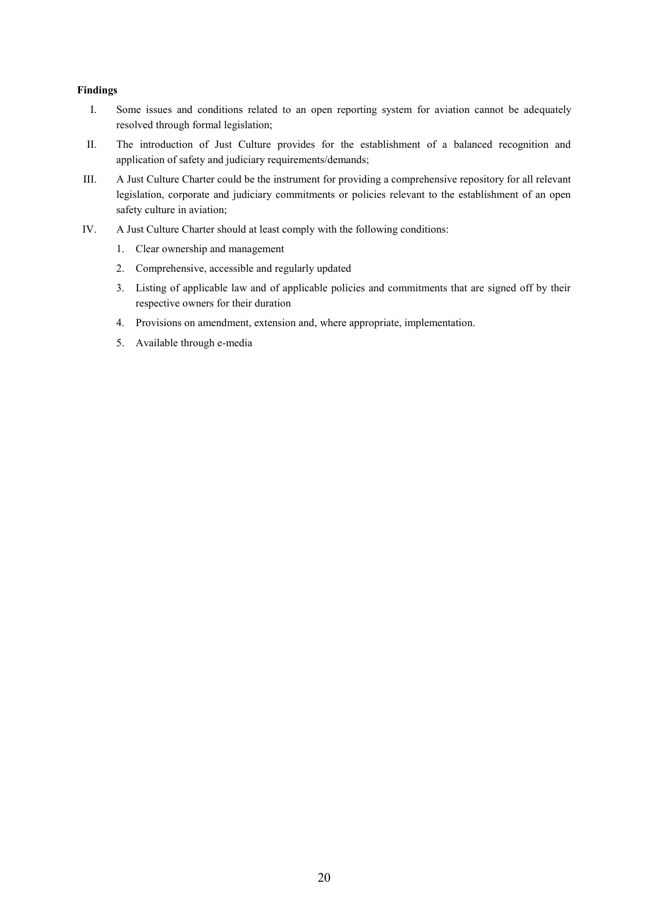**Findings**

I. Some issues and conditions related to an open reporting system for aviation cannot be adequately resolved through formal legislation;

II. The introduction of Just Culture provides for the establishment of a balanced recognition and application of safety and judiciary requirements/demands;

III. A Just Culture Charter could be the instrument for providing a comprehensive repository for all relevant legislation, corporate and judiciary commitments or policies relevant to the establishment of an open safety culture in aviation;

IV. A Just Culture Charter should at least comply with the following conditions:

1. Clear ownership and management
2. Comprehensive, accessible and regularly updated
3. Listing of applicable law and of applicable policies and commitments that are signed off by their respective owners for their duration
4. Provisions on amendment, extension and, where appropriate, implementation.
5. Available through e-media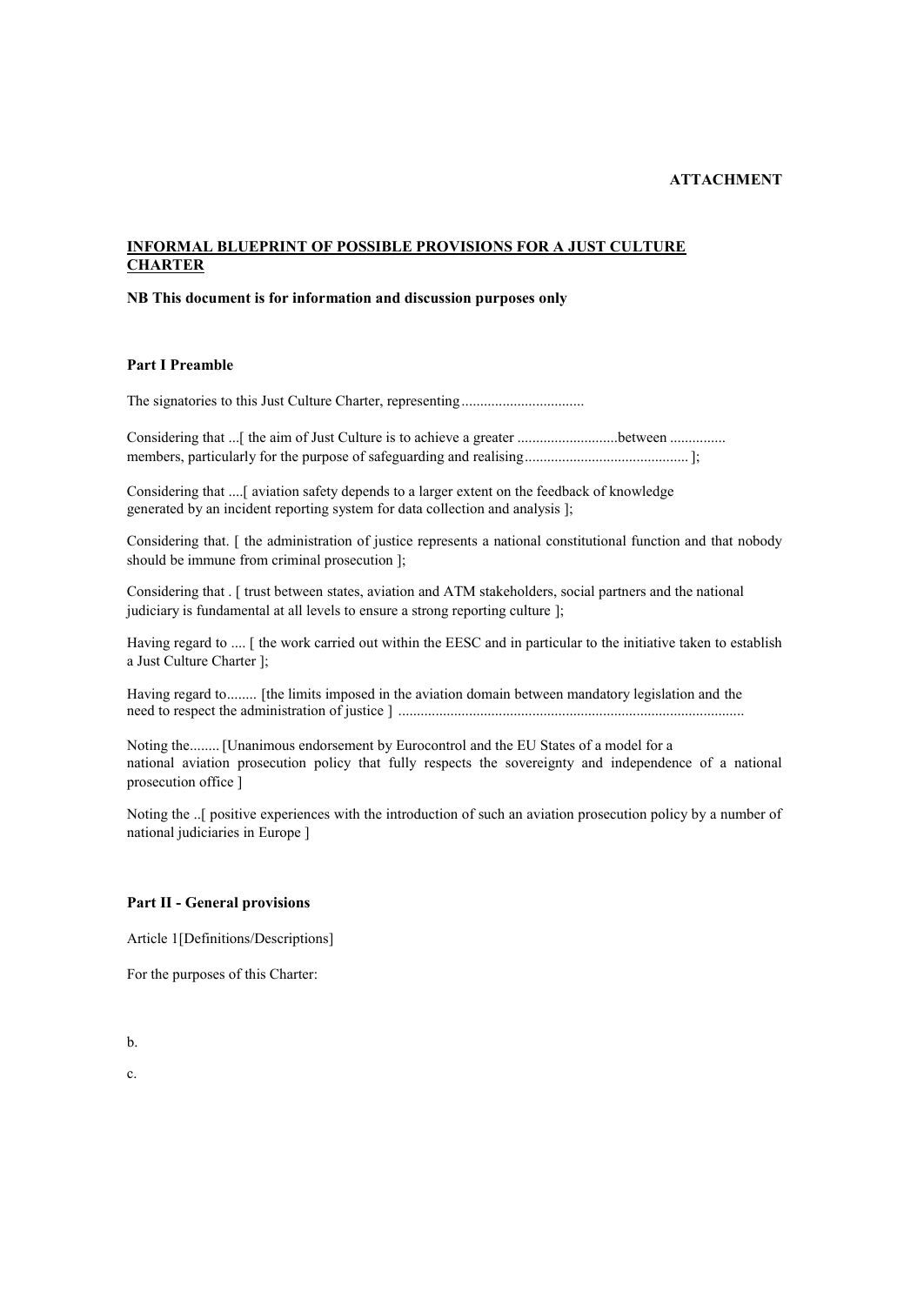**ATTACHMENT**

**<u>INFORMAL BLUEPRINT OF POSSIBLE PROVISIONS FOR A JUST CULTURE CHARTER</u>**

**NB This document is for information and discussion purposes only**

**Part I Preamble**

The signatories to this Just Culture Charter, representing.................................

Considering that ...[ the aim of Just Culture is to achieve a greater ...........................between ............... members, particularly for the purpose of safeguarding and realising............................................ ];

Considering that ....[ aviation safety depends to a larger extent on the feedback of knowledge generated by an incident reporting system for data collection and analysis ];

Considering that. [ the administration of justice represents a national constitutional function and that nobody should be immune from criminal prosecution ];

Considering that . [ trust between states, aviation and ATM stakeholders, social partners and the national judiciary is fundamental at all levels to ensure a strong reporting culture ];

Having regard to .... [ the work carried out within the EESC and in particular to the initiative taken to establish a Just Culture Charter ];

Having regard to........ [the limits imposed in the aviation domain between mandatory legislation and the need to respect the administration of justice ] .............................................................................................

Noting the........ [Unanimous endorsement by Eurocontrol and the EU States of a model for a national aviation prosecution policy that fully respects the sovereignty and independence of a national prosecution office ]

Noting the ..[ positive experiences with the introduction of such an aviation prosecution policy by a number of national judiciaries in Europe ]

**Part II - General provisions**

Article 1[Definitions/Descriptions]

For the purposes of this Charter:

b.

c.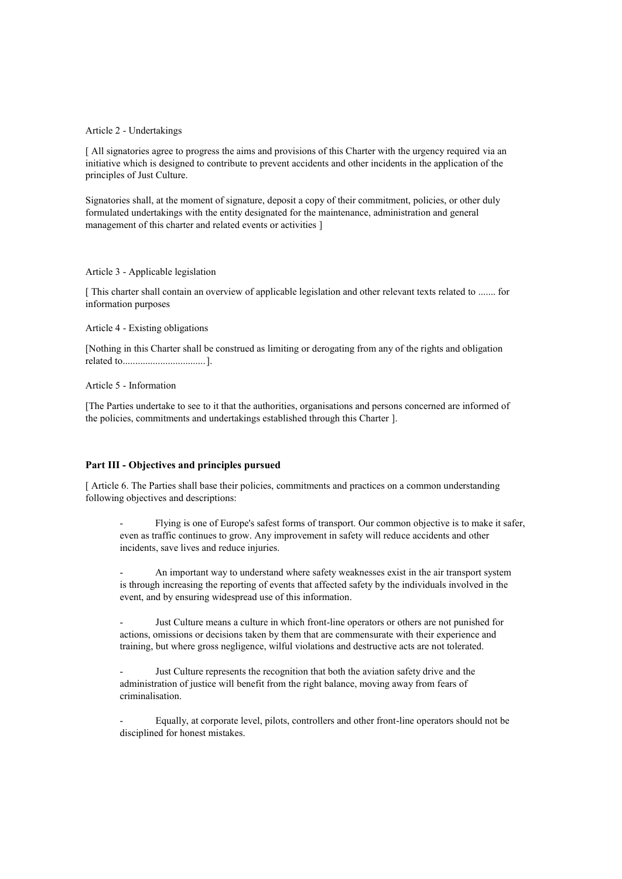Article 2 - Undertakings

[ All signatories agree to progress the aims and provisions of this Charter with the urgency required via an initiative which is designed to contribute to prevent accidents and other incidents in the application of the principles of Just Culture.

Signatories shall, at the moment of signature, deposit a copy of their commitment, policies, or other duly formulated undertakings with the entity designated for the maintenance, administration and general management of this charter and related events or activities ]

Article 3 - Applicable legislation

[ This charter shall contain an overview of applicable legislation and other relevant texts related to ....... for information purposes

Article 4 - Existing obligations

[Nothing in this Charter shall be construed as limiting or derogating from any of the rights and obligation related to.................................].

Article 5 - Information

[The Parties undertake to see to it that the authorities, organisations and persons concerned are informed of the policies, commitments and undertakings established through this Charter ].

**Part III - Objectives and principles pursued**

[ Article 6. The Parties shall base their policies, commitments and practices on a common understanding following objectives and descriptions:

- Flying is one of Europe's safest forms of transport. Our common objective is to make it safer, even as traffic continues to grow. Any improvement in safety will reduce accidents and other incidents, save lives and reduce injuries.

- An important way to understand where safety weaknesses exist in the air transport system is through increasing the reporting of events that affected safety by the individuals involved in the event, and by ensuring widespread use of this information.

- Just Culture means a culture in which front-line operators or others are not punished for actions, omissions or decisions taken by them that are commensurate with their experience and training, but where gross negligence, wilful violations and destructive acts are not tolerated.

- Just Culture represents the recognition that both the aviation safety drive and the administration of justice will benefit from the right balance, moving away from fears of criminalisation.

- Equally, at corporate level, pilots, controllers and other front-line operators should not be disciplined for honest mistakes.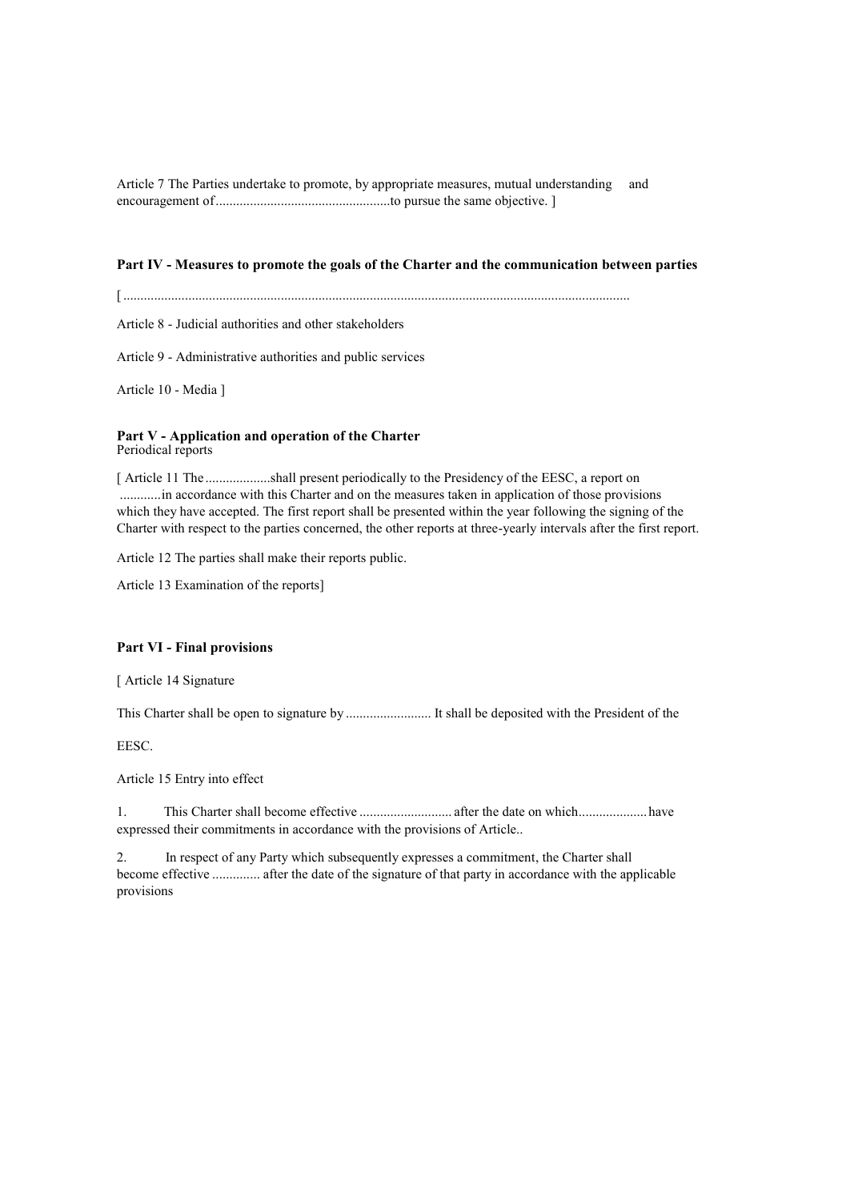Article 7 The Parties undertake to promote, by appropriate measures, mutual understanding and encouragement of....................................................to pursue the same objective. ]

**Part IV - Measures to promote the goals of the Charter and the communication between parties**

[ ..............................................................................................................................................

Article 8 - Judicial authorities and other stakeholders

Article 9 - Administrative authorities and public services

Article 10 - Media ]

**Part V - Application and operation of the Charter**
Periodical reports

[ Article 11 The ...................shall present periodically to the Presidency of the EESC, a report on ............in accordance with this Charter and on the measures taken in application of those provisions which they have accepted. The first report shall be presented within the year following the signing of the Charter with respect to the parties concerned, the other reports at three-yearly intervals after the first report.

Article 12 The parties shall make their reports public.

Article 13 Examination of the reports]

**Part VI - Final provisions**

[ Article 14 Signature

This Charter shall be open to signature by ......................... It shall be deposited with the President of the

EESC.

Article 15 Entry into effect

1. This Charter shall become effective ........................... after the date on which.................... have expressed their commitments in accordance with the provisions of Article..

2. In respect of any Party which subsequently expresses a commitment, the Charter shall become effective ............. after the date of the signature of that party in accordance with the applicable provisions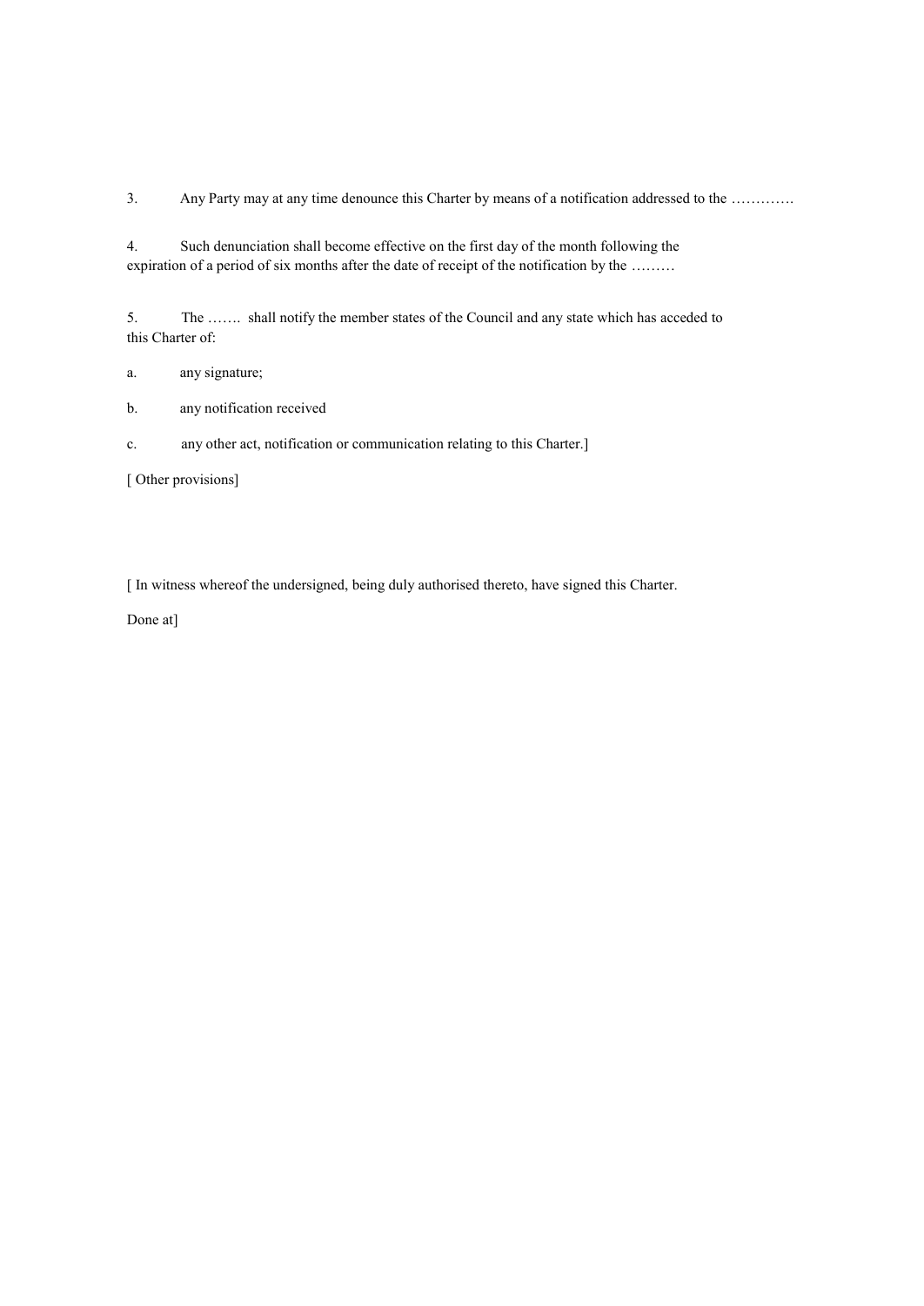3. Any Party may at any time denounce this Charter by means of a notification addressed to the ………….

4. Such denunciation shall become effective on the first day of the month following the expiration of a period of six months after the date of receipt of the notification by the ………

5. The ……. shall notify the member states of the Council and any state which has acceded to this Charter of:

a. any signature;

b. any notification received

c. any other act, notification or communication relating to this Charter.]

[ Other provisions]

[ In witness whereof the undersigned, being duly authorised thereto, have signed this Charter.

Done at]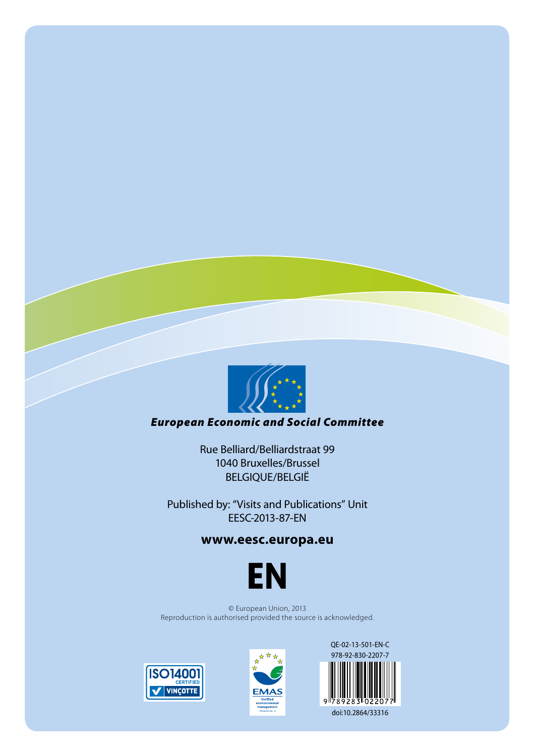***European Economic and Social Committee***

Rue Belliard/Belliardstraat 99
1040 Bruxelles/Brussel
BELGIQUE/BELGIË

Published by: "Visits and Publications" Unit
EESC-2013-87-EN

**www.eesc.europa.eu**

# EN

© European Union, 2013
Reproduction is authorised provided the source is acknowledged.

ISO14001 CERTIFIED VINÇOTTE

EMAS
Verified environmental management

QE-02-13-501-EN-C
978-92-830-2207-7

9 789283 022077

doi:10.2864/33316